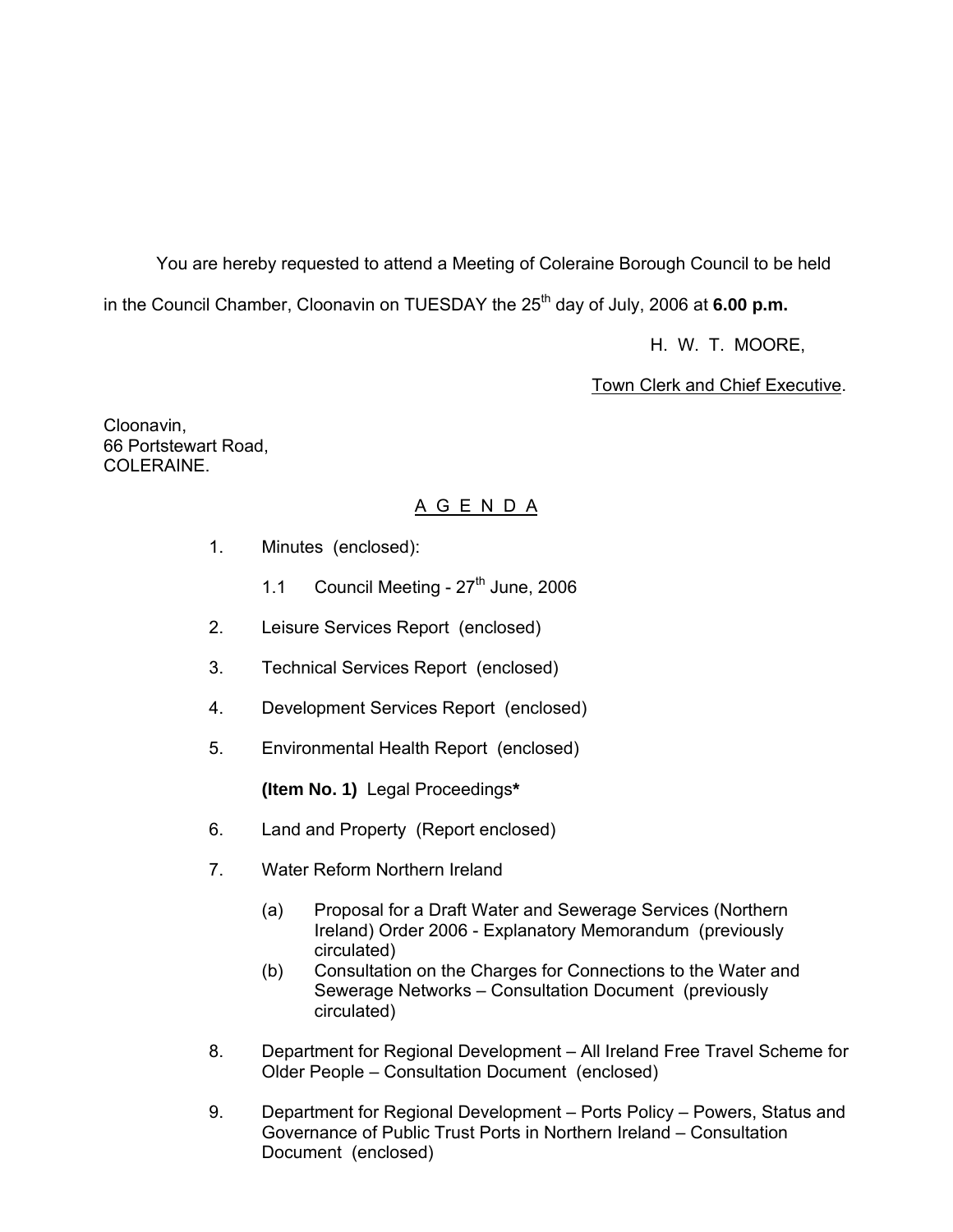You are hereby requested to attend a Meeting of Coleraine Borough Council to be held in the Council Chamber, Cloonavin on TUESDAY the 25th day of July, 2006 at **6.00 p.m.**

H. W. T. MOORE,

Town Clerk and Chief Executive.

Cloonavin,
66 Portstewart Road,
COLERAINE.

## A G E N D A

1. Minutes (enclosed):

   1.1 Council Meeting - 27th June, 2006

2. Leisure Services Report (enclosed)

3. Technical Services Report (enclosed)

4. Development Services Report (enclosed)

5. Environmental Health Report (enclosed)

   **(Item No. 1)** Legal Proceedings**\***

6. Land and Property (Report enclosed)

7. Water Reform Northern Ireland

   (a) Proposal for a Draft Water and Sewerage Services (Northern Ireland) Order 2006 - Explanatory Memorandum (previously circulated)
   
   (b) Consultation on the Charges for Connections to the Water and Sewerage Networks – Consultation Document (previously circulated)

8. Department for Regional Development – All Ireland Free Travel Scheme for Older People – Consultation Document (enclosed)

9. Department for Regional Development – Ports Policy – Powers, Status and Governance of Public Trust Ports in Northern Ireland – Consultation Document (enclosed)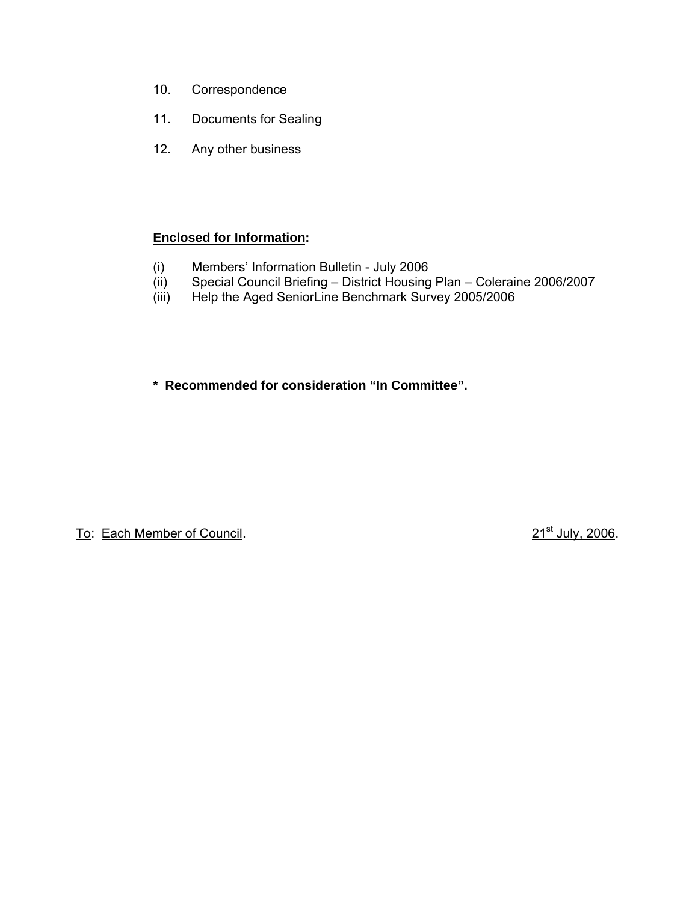10. Correspondence

11. Documents for Sealing

12. Any other business

**Enclosed for Information:**

(i) Members' Information Bulletin - July 2006
(ii) Special Council Briefing – District Housing Plan – Coleraine 2006/2007
(iii) Help the Aged SeniorLine Benchmark Survey 2005/2006

**\* Recommended for consideration "In Committee".**

To: Each Member of Council.

21st July, 2006.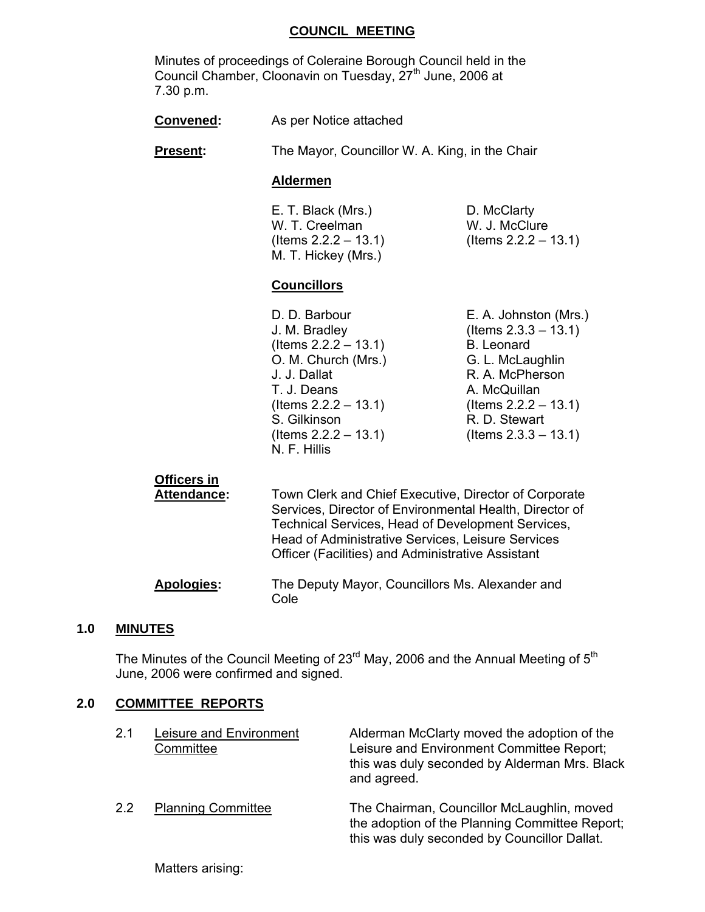## COUNCIL MEETING

Minutes of proceedings of Coleraine Borough Council held in the Council Chamber, Cloonavin on Tuesday, 27th June, 2006 at 7.30 p.m.

**Convened:** As per Notice attached

**Present:** The Mayor, Councillor W. A. King, in the Chair

**Aldermen**

E. T. Black (Mrs.)
W. T. Creelman (Items 2.2.2 – 13.1)
M. T. Hickey (Mrs.)
D. McClarty
W. J. McClure (Items 2.2.2 – 13.1)

**Councillors**

D. D. Barbour
J. M. Bradley (Items 2.2.2 – 13.1)
O. M. Church (Mrs.)
J. J. Dallat
T. J. Deans (Items 2.2.2 – 13.1)
S. Gilkinson (Items 2.2.2 – 13.1)
N. F. Hillis
E. A. Johnston (Mrs.) (Items 2.3.3 – 13.1)
B. Leonard
G. L. McLaughlin
R. A. McPherson
A. McQuillan (Items 2.2.2 – 13.1)
R. D. Stewart (Items 2.3.3 – 13.1)

**Officers in Attendance:** Town Clerk and Chief Executive, Director of Corporate Services, Director of Environmental Health, Director of Technical Services, Head of Development Services, Head of Administrative Services, Leisure Services Officer (Facilities) and Administrative Assistant

**Apologies:** The Deputy Mayor, Councillors Ms. Alexander and Cole

## 1.0 MINUTES

The Minutes of the Council Meeting of 23rd May, 2006 and the Annual Meeting of 5th June, 2006 were confirmed and signed.

## 2.0 COMMITTEE REPORTS

2.1 Leisure and Environment Committee — Alderman McClarty moved the adoption of the Leisure and Environment Committee Report; this was duly seconded by Alderman Mrs. Black and agreed.

2.2 Planning Committee — The Chairman, Councillor McLaughlin, moved the adoption of the Planning Committee Report; this was duly seconded by Councillor Dallat.

Matters arising: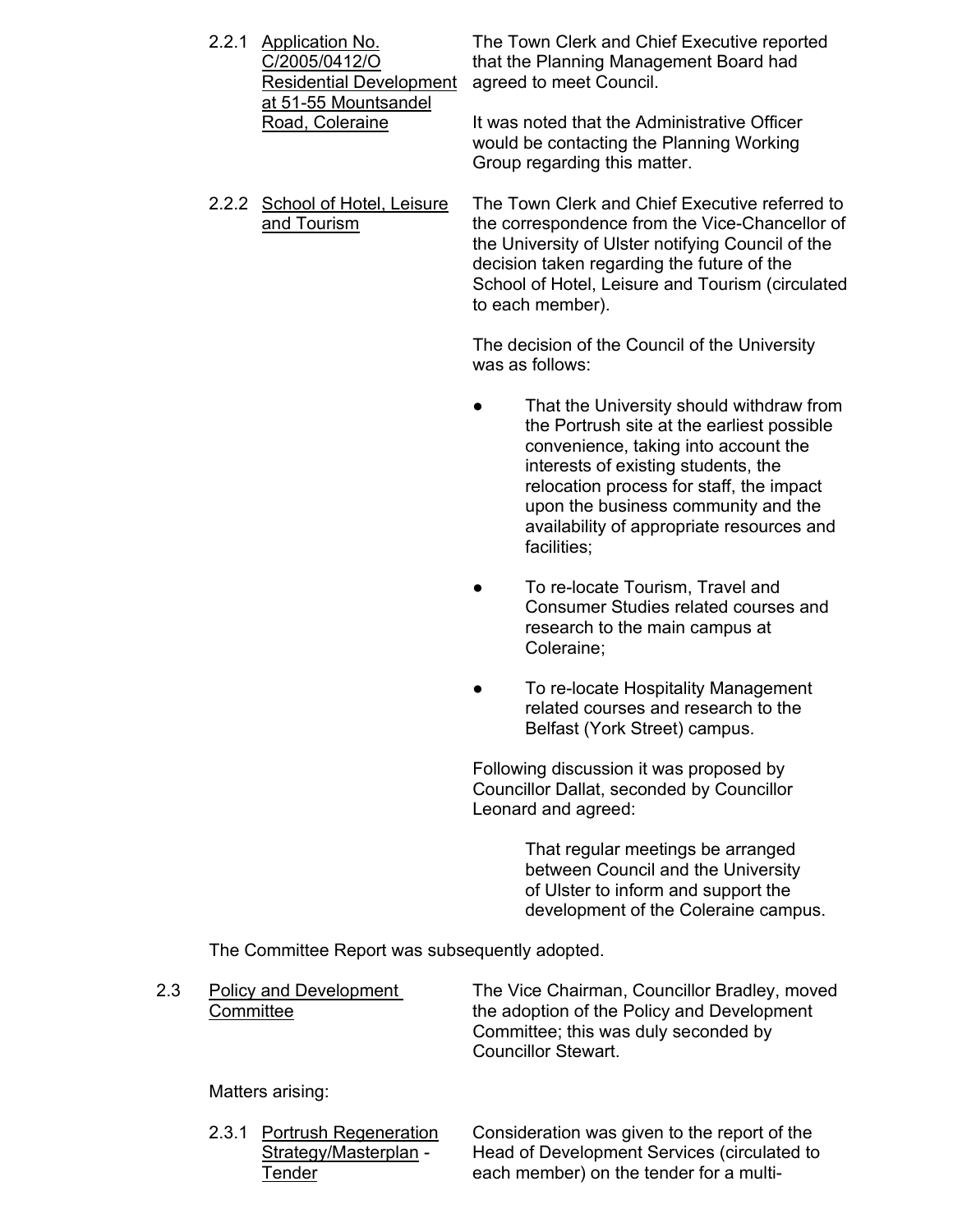2.2.1 <u>Application No. C/2005/0412/O Residential Development at 51-55 Mountsandel Road, Coleraine</u>

The Town Clerk and Chief Executive reported that the Planning Management Board had agreed to meet Council.

It was noted that the Administrative Officer would be contacting the Planning Working Group regarding this matter.

2.2.2 <u>School of Hotel, Leisure and Tourism</u>

The Town Clerk and Chief Executive referred to the correspondence from the Vice-Chancellor of the University of Ulster notifying Council of the decision taken regarding the future of the School of Hotel, Leisure and Tourism (circulated to each member).

The decision of the Council of the University was as follows:

- That the University should withdraw from the Portrush site at the earliest possible convenience, taking into account the interests of existing students, the relocation process for staff, the impact upon the business community and the availability of appropriate resources and facilities;
- To re-locate Tourism, Travel and Consumer Studies related courses and research to the main campus at Coleraine;
- To re-locate Hospitality Management related courses and research to the Belfast (York Street) campus.

Following discussion it was proposed by Councillor Dallat, seconded by Councillor Leonard and agreed:

> That regular meetings be arranged between Council and the University of Ulster to inform and support the development of the Coleraine campus.

The Committee Report was subsequently adopted.

2.3 <u>Policy and Development Committee</u>

The Vice Chairman, Councillor Bradley, moved the adoption of the Policy and Development Committee; this was duly seconded by Councillor Stewart.

Matters arising:

2.3.1 <u>Portrush Regeneration Strategy/Masterplan</u> - <u>Tender</u>

Consideration was given to the report of the Head of Development Services (circulated to each member) on the tender for a multi-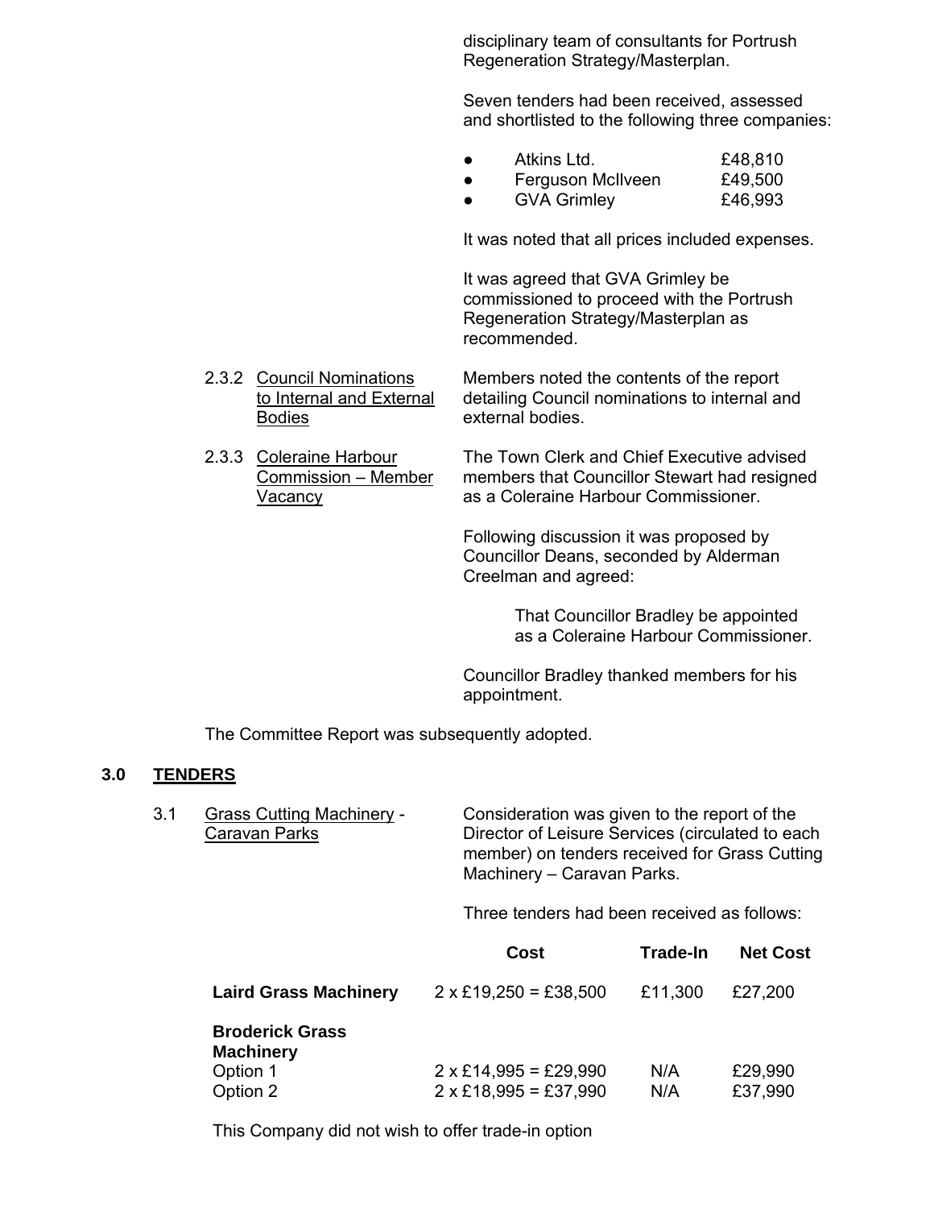disciplinary team of consultants for Portrush Regeneration Strategy/Masterplan.

Seven tenders had been received, assessed and shortlisted to the following three companies:

- Atkins Ltd. £48,810
- Ferguson McIlveen £49,500
- GVA Grimley £46,993

It was noted that all prices included expenses.

It was agreed that GVA Grimley be commissioned to proceed with the Portrush Regeneration Strategy/Masterplan as recommended.

2.3.2 Council Nominations to Internal and External Bodies

Members noted the contents of the report detailing Council nominations to internal and external bodies.

2.3.3 Coleraine Harbour Commission – Member Vacancy

The Town Clerk and Chief Executive advised members that Councillor Stewart had resigned as a Coleraine Harbour Commissioner.

Following discussion it was proposed by Councillor Deans, seconded by Alderman Creelman and agreed:

> That Councillor Bradley be appointed as a Coleraine Harbour Commissioner.

Councillor Bradley thanked members for his appointment.

The Committee Report was subsequently adopted.

## 3.0 TENDERS

3.1 Grass Cutting Machinery - Caravan Parks

Consideration was given to the report of the Director of Leisure Services (circulated to each member) on tenders received for Grass Cutting Machinery – Caravan Parks.

Three tenders had been received as follows:

| | Cost | Trade-In | Net Cost |
|---|---|---|---|
| **Laird Grass Machinery** | 2 x £19,250 = £38,500 | £11,300 | £27,200 |
| **Broderick Grass Machinery** | | | |
| Option 1 | 2 x £14,995 = £29,990 | N/A | £29,990 |
| Option 2 | 2 x £18,995 = £37,990 | N/A | £37,990 |

This Company did not wish to offer trade-in option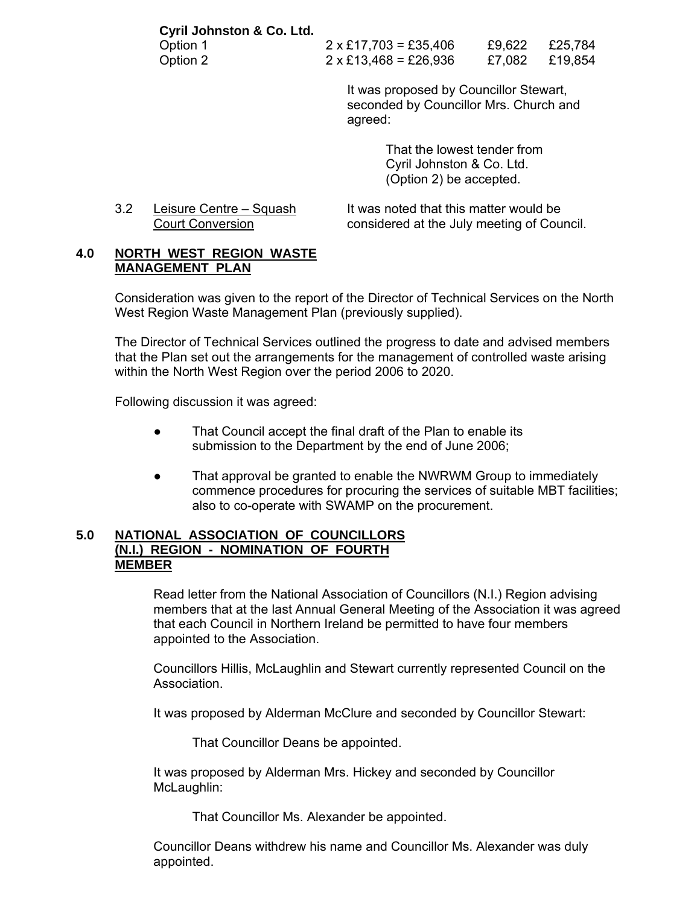**Cyril Johnston & Co. Ltd.**

| | | | |
|---|---|---|---|
| Option 1 | 2 x £17,703 = £35,406 | £9,622 | £25,784 |
| Option 2 | 2 x £13,468 = £26,936 | £7,082 | £19,854 |

It was proposed by Councillor Stewart, seconded by Councillor Mrs. Church and agreed:

> That the lowest tender from Cyril Johnston & Co. Ltd. (Option 2) be accepted.

3.2 Leisure Centre – Squash Court Conversion

It was noted that this matter would be considered at the July meeting of Council.

## 4.0 NORTH WEST REGION WASTE MANAGEMENT PLAN

Consideration was given to the report of the Director of Technical Services on the North West Region Waste Management Plan (previously supplied).

The Director of Technical Services outlined the progress to date and advised members that the Plan set out the arrangements for the management of controlled waste arising within the North West Region over the period 2006 to 2020.

Following discussion it was agreed:

- That Council accept the final draft of the Plan to enable its submission to the Department by the end of June 2006;
- That approval be granted to enable the NWRWM Group to immediately commence procedures for procuring the services of suitable MBT facilities; also to co-operate with SWAMP on the procurement.

## 5.0 NATIONAL ASSOCIATION OF COUNCILLORS (N.I.) REGION - NOMINATION OF FOURTH MEMBER

Read letter from the National Association of Councillors (N.I.) Region advising members that at the last Annual General Meeting of the Association it was agreed that each Council in Northern Ireland be permitted to have four members appointed to the Association.

Councillors Hillis, McLaughlin and Stewart currently represented Council on the Association.

It was proposed by Alderman McClure and seconded by Councillor Stewart:

> That Councillor Deans be appointed.

It was proposed by Alderman Mrs. Hickey and seconded by Councillor McLaughlin:

> That Councillor Ms. Alexander be appointed.

Councillor Deans withdrew his name and Councillor Ms. Alexander was duly appointed.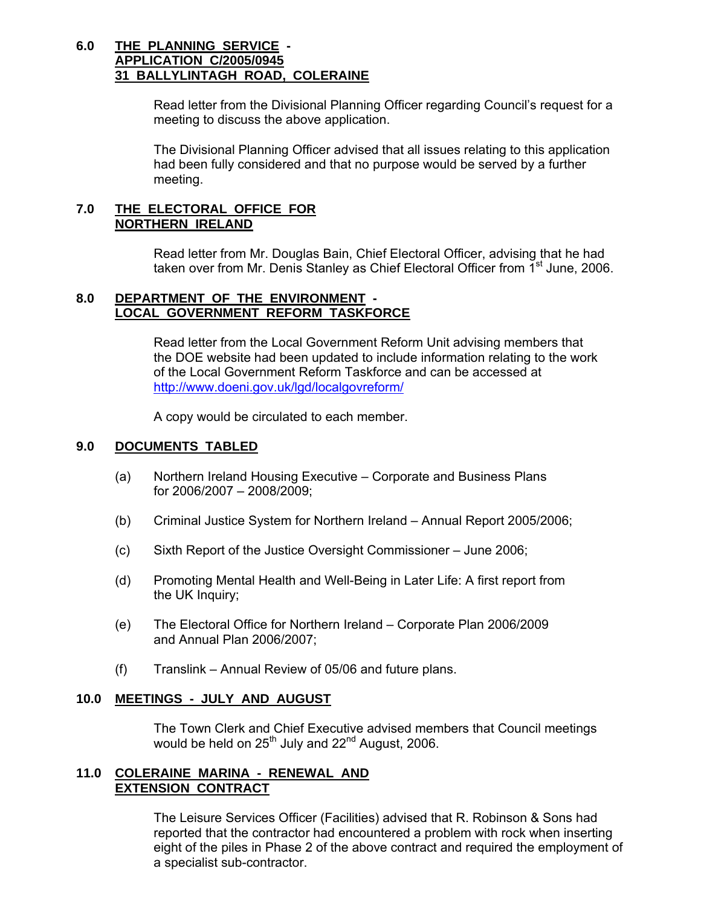## 6.0 THE PLANNING SERVICE - APPLICATION C/2005/0945 31 BALLYLINTAGH ROAD, COLERAINE

Read letter from the Divisional Planning Officer regarding Council's request for a meeting to discuss the above application.

The Divisional Planning Officer advised that all issues relating to this application had been fully considered and that no purpose would be served by a further meeting.

## 7.0 THE ELECTORAL OFFICE FOR NORTHERN IRELAND

Read letter from Mr. Douglas Bain, Chief Electoral Officer, advising that he had taken over from Mr. Denis Stanley as Chief Electoral Officer from 1st June, 2006.

## 8.0 DEPARTMENT OF THE ENVIRONMENT - LOCAL GOVERNMENT REFORM TASKFORCE

Read letter from the Local Government Reform Unit advising members that the DOE website had been updated to include information relating to the work of the Local Government Reform Taskforce and can be accessed at http://www.doeni.gov.uk/lgd/localgovreform/

A copy would be circulated to each member.

## 9.0 DOCUMENTS TABLED

(a) Northern Ireland Housing Executive – Corporate and Business Plans for 2006/2007 – 2008/2009;

(b) Criminal Justice System for Northern Ireland – Annual Report 2005/2006;

(c) Sixth Report of the Justice Oversight Commissioner – June 2006;

(d) Promoting Mental Health and Well-Being in Later Life: A first report from the UK Inquiry;

(e) The Electoral Office for Northern Ireland – Corporate Plan 2006/2009 and Annual Plan 2006/2007;

(f) Translink – Annual Review of 05/06 and future plans.

## 10.0 MEETINGS - JULY AND AUGUST

The Town Clerk and Chief Executive advised members that Council meetings would be held on 25th July and 22nd August, 2006.

## 11.0 COLERAINE MARINA - RENEWAL AND EXTENSION CONTRACT

The Leisure Services Officer (Facilities) advised that R. Robinson & Sons had reported that the contractor had encountered a problem with rock when inserting eight of the piles in Phase 2 of the above contract and required the employment of a specialist sub-contractor.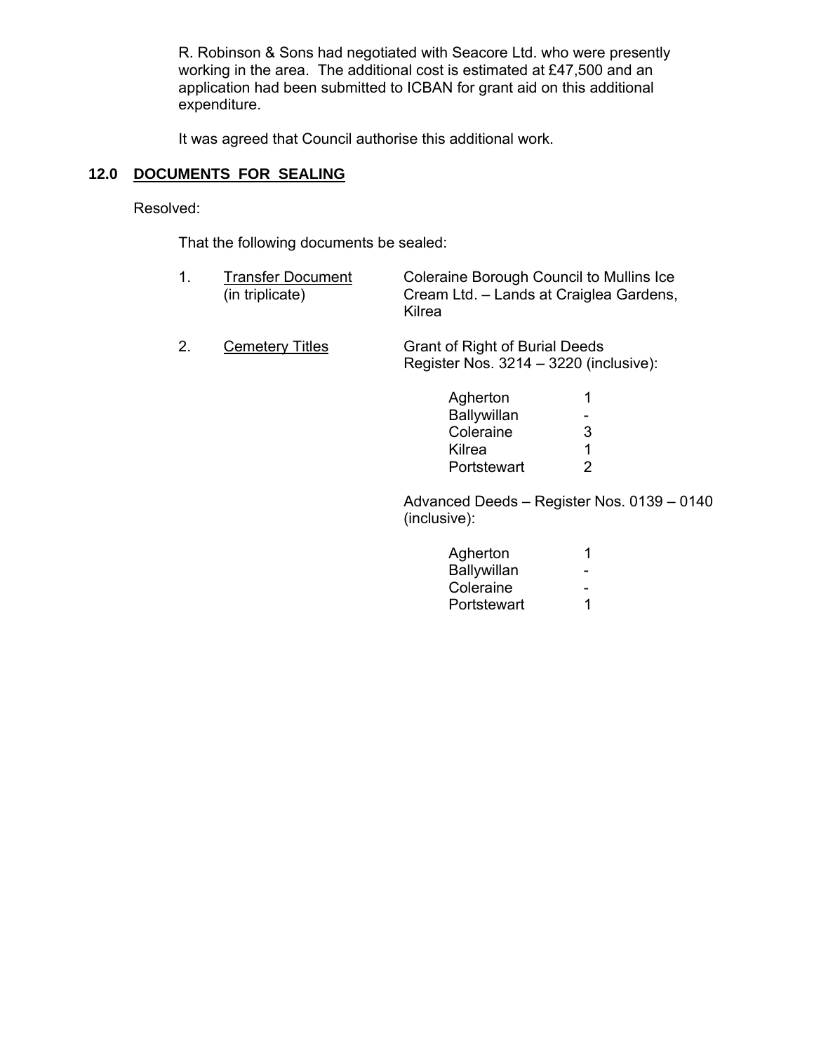R. Robinson & Sons had negotiated with Seacore Ltd. who were presently working in the area. The additional cost is estimated at £47,500 and an application had been submitted to ICBAN for grant aid on this additional expenditure.

It was agreed that Council authorise this additional work.

## 12.0 DOCUMENTS FOR SEALING

Resolved:

That the following documents be sealed:

1. Transfer Document (in triplicate) — Coleraine Borough Council to Mullins Ice Cream Ltd. – Lands at Craiglea Gardens, Kilrea

2. Cemetery Titles — Grant of Right of Burial Deeds Register Nos. 3214 – 3220 (inclusive):

| | |
|---|---|
| Agherton | 1 |
| Ballywillan | - |
| Coleraine | 3 |
| Kilrea | 1 |
| Portstewart | 2 |

Advanced Deeds – Register Nos. 0139 – 0140 (inclusive):

| | |
|---|---|
| Agherton | 1 |
| Ballywillan | - |
| Coleraine | - |
| Portstewart | 1 |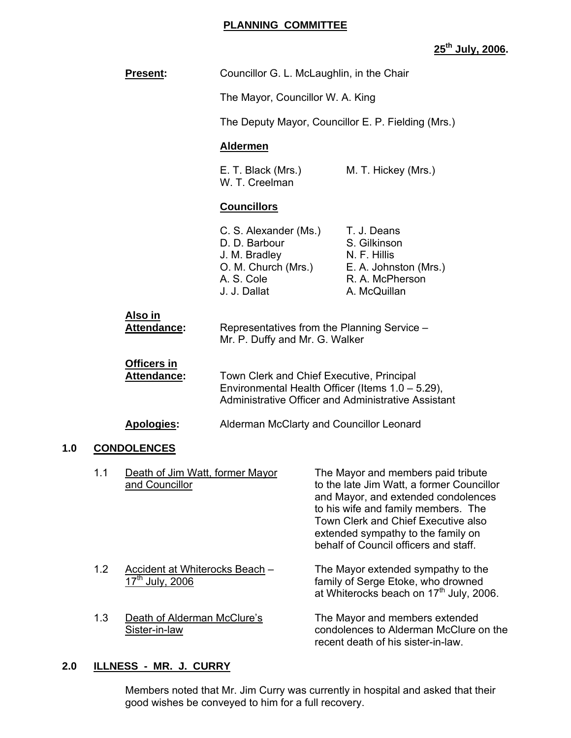## PLANNING COMMITTEE

**25th July, 2006.**

**Present:** Councillor G. L. McLaughlin, in the Chair

The Mayor, Councillor W. A. King

The Deputy Mayor, Councillor E. P. Fielding (Mrs.)

**Aldermen**

E. T. Black (Mrs.) M. T. Hickey (Mrs.)
W. T. Creelman

**Councillors**

| | |
|---|---|
| C. S. Alexander (Ms.) | T. J. Deans |
| D. D. Barbour | S. Gilkinson |
| J. M. Bradley | N. F. Hillis |
| O. M. Church (Mrs.) | E. A. Johnston (Mrs.) |
| A. S. Cole | R. A. McPherson |
| J. J. Dallat | A. McQuillan |

**Also in Attendance:** Representatives from the Planning Service – Mr. P. Duffy and Mr. G. Walker

**Officers in Attendance:** Town Clerk and Chief Executive, Principal Environmental Health Officer (Items 1.0 – 5.29), Administrative Officer and Administrative Assistant

**Apologies:** Alderman McClarty and Councillor Leonard

### 1.0 CONDOLENCES

1.1 Death of Jim Watt, former Mayor and Councillor

The Mayor and members paid tribute to the late Jim Watt, a former Councillor and Mayor, and extended condolences to his wife and family members. The Town Clerk and Chief Executive also extended sympathy to the family on behalf of Council officers and staff.

1.2 Accident at Whiterocks Beach – 17th July, 2006

The Mayor extended sympathy to the family of Serge Etoke, who drowned at Whiterocks beach on 17th July, 2006.

1.3 Death of Alderman McClure's Sister-in-law

The Mayor and members extended condolences to Alderman McClure on the recent death of his sister-in-law.

### 2.0 ILLNESS - MR. J. CURRY

Members noted that Mr. Jim Curry was currently in hospital and asked that their good wishes be conveyed to him for a full recovery.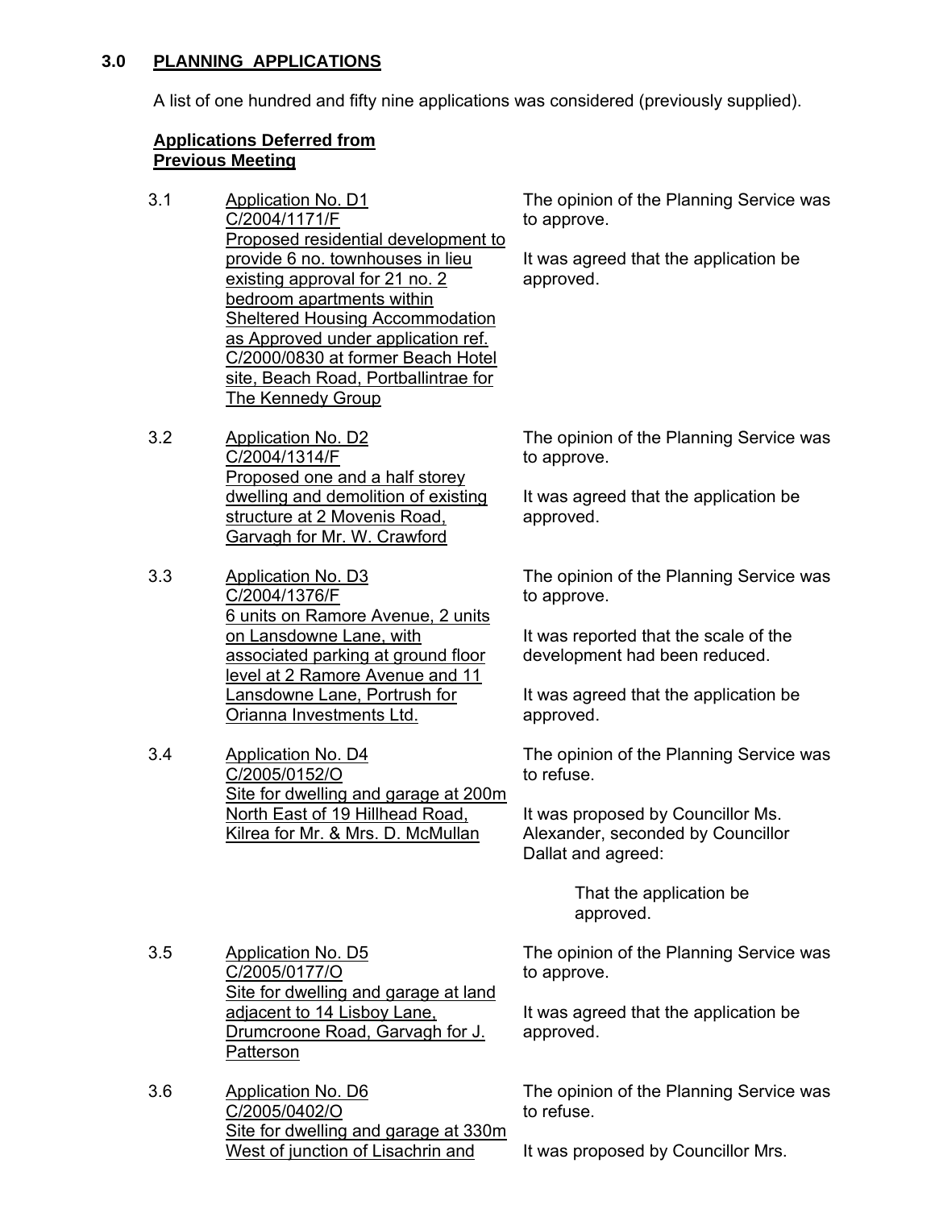## 3.0 PLANNING APPLICATIONS

A list of one hundred and fifty nine applications was considered (previously supplied).

### Applications Deferred from Previous Meeting

3.1 Application No. D1
C/2004/1171/F
Proposed residential development to provide 6 no. townhouses in lieu existing approval for 21 no. 2 bedroom apartments within Sheltered Housing Accommodation as Approved under application ref. C/2000/0830 at former Beach Hotel site, Beach Road, Portballintrae for The Kennedy Group

The opinion of the Planning Service was to approve.

It was agreed that the application be approved.

3.2 Application No. D2
C/2004/1314/F
Proposed one and a half storey dwelling and demolition of existing structure at 2 Movenis Road, Garvagh for Mr. W. Crawford

The opinion of the Planning Service was to approve.

It was agreed that the application be approved.

3.3 Application No. D3
C/2004/1376/F
6 units on Ramore Avenue, 2 units on Lansdowne Lane, with associated parking at ground floor level at 2 Ramore Avenue and 11 Lansdowne Lane, Portrush for Orianna Investments Ltd.

The opinion of the Planning Service was to approve.

It was reported that the scale of the development had been reduced.

It was agreed that the application be approved.

3.4 Application No. D4
C/2005/0152/O
Site for dwelling and garage at 200m North East of 19 Hillhead Road, Kilrea for Mr. & Mrs. D. McMullan

The opinion of the Planning Service was to refuse.

It was proposed by Councillor Ms. Alexander, seconded by Councillor Dallat and agreed:

> That the application be approved.

3.5 Application No. D5
C/2005/0177/O
Site for dwelling and garage at land adjacent to 14 Lisboy Lane, Drumcroone Road, Garvagh for J. Patterson

The opinion of the Planning Service was to approve.

It was agreed that the application be approved.

3.6 Application No. D6
C/2005/0402/O
Site for dwelling and garage at 330m West of junction of Lisachrin and

The opinion of the Planning Service was to refuse.

It was proposed by Councillor Mrs.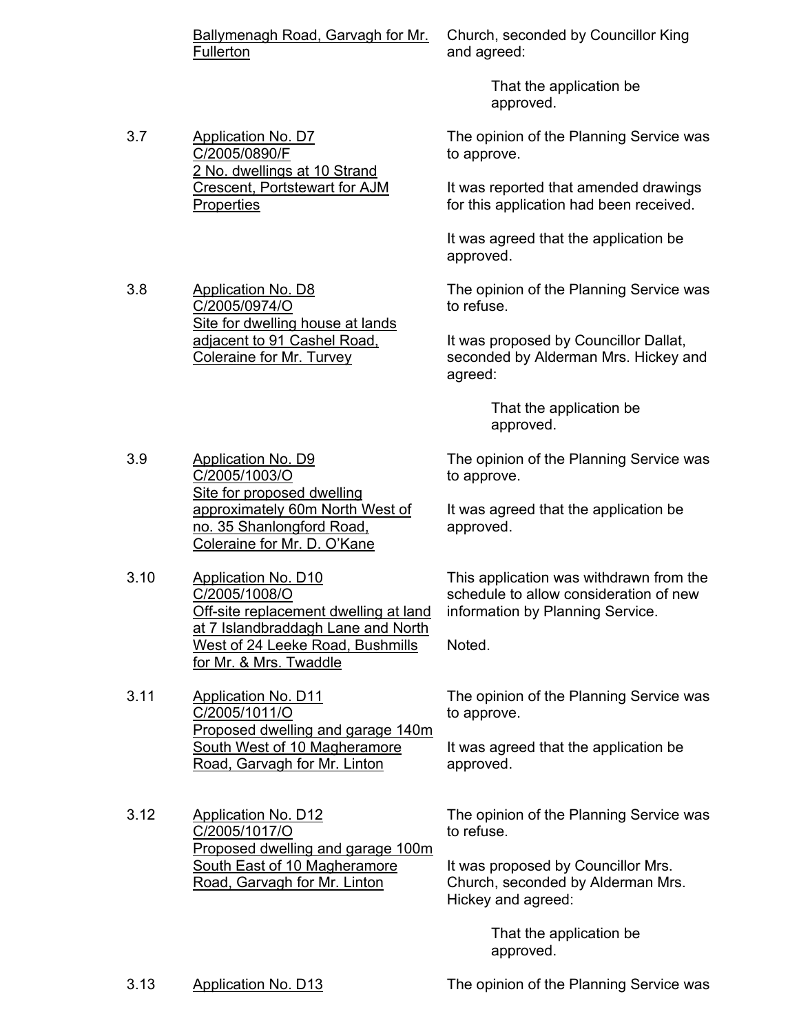| | | |
|---|---|---|
| | Ballymenagh Road, Garvagh for Mr. Fullerton | Church, seconded by Councillor King and agreed:<br><br>That the application be approved. |
| 3.7 | Application No. D7<br>C/2005/0890/F<br>2 No. dwellings at 10 Strand Crescent, Portstewart for AJM Properties | The opinion of the Planning Service was to approve.<br><br>It was reported that amended drawings for this application had been received.<br><br>It was agreed that the application be approved. |
| 3.8 | Application No. D8<br>C/2005/0974/O<br>Site for dwelling house at lands adjacent to 91 Cashel Road, Coleraine for Mr. Turvey | The opinion of the Planning Service was to refuse.<br><br>It was proposed by Councillor Dallat, seconded by Alderman Mrs. Hickey and agreed:<br><br>That the application be approved. |
| 3.9 | Application No. D9<br>C/2005/1003/O<br>Site for proposed dwelling approximately 60m North West of no. 35 Shanlongford Road, Coleraine for Mr. D. O'Kane | The opinion of the Planning Service was to approve.<br><br>It was agreed that the application be approved. |
| 3.10 | Application No. D10<br>C/2005/1008/O<br>Off-site replacement dwelling at land at 7 Islandbraddagh Lane and North West of 24 Leeke Road, Bushmills for Mr. & Mrs. Twaddle | This application was withdrawn from the schedule to allow consideration of new information by Planning Service.<br><br>Noted. |
| 3.11 | Application No. D11<br>C/2005/1011/O<br>Proposed dwelling and garage 140m South West of 10 Magheramore Road, Garvagh for Mr. Linton | The opinion of the Planning Service was to approve.<br><br>It was agreed that the application be approved. |
| 3.12 | Application No. D12<br>C/2005/1017/O<br>Proposed dwelling and garage 100m South East of 10 Magheramore Road, Garvagh for Mr. Linton | The opinion of the Planning Service was to refuse.<br><br>It was proposed by Councillor Mrs. Church, seconded by Alderman Mrs. Hickey and agreed:<br><br>That the application be approved. |
| 3.13 | Application No. D13 | The opinion of the Planning Service was |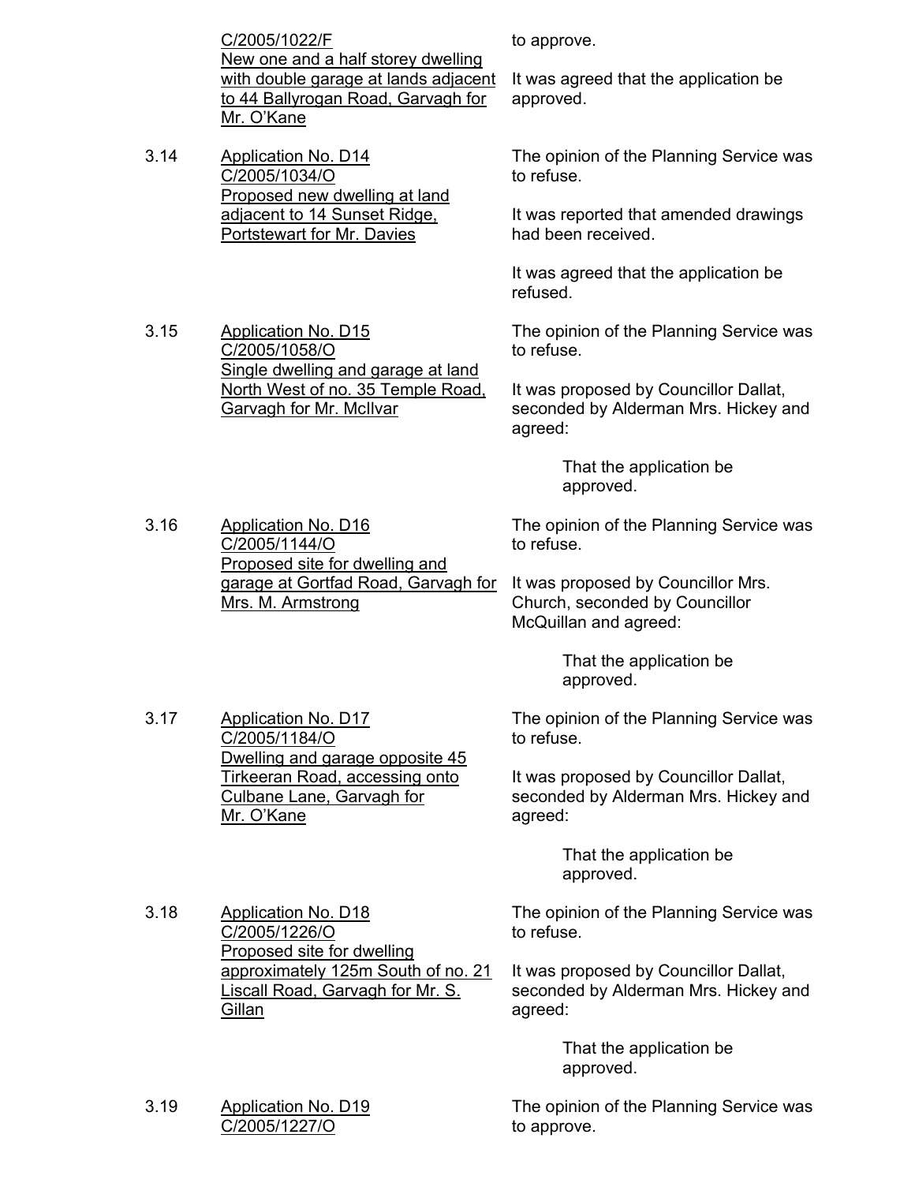| | | |
|---|---|---|
| | C/2005/1022/F<br>New one and a half storey dwelling with double garage at lands adjacent to 44 Ballyrogan Road, Garvagh for Mr. O'Kane | to approve.<br><br>It was agreed that the application be approved. |
| 3.14 | Application No. D14<br>C/2005/1034/O<br>Proposed new dwelling at land adjacent to 14 Sunset Ridge, Portstewart for Mr. Davies | The opinion of the Planning Service was to refuse.<br><br>It was reported that amended drawings had been received.<br><br>It was agreed that the application be refused. |
| 3.15 | Application No. D15<br>C/2005/1058/O<br>Single dwelling and garage at land North West of no. 35 Temple Road, Garvagh for Mr. McIlvar | The opinion of the Planning Service was to refuse.<br><br>It was proposed by Councillor Dallat, seconded by Alderman Mrs. Hickey and agreed:<br><br>That the application be approved. |
| 3.16 | Application No. D16<br>C/2005/1144/O<br>Proposed site for dwelling and garage at Gortfad Road, Garvagh for Mrs. M. Armstrong | The opinion of the Planning Service was to refuse.<br><br>It was proposed by Councillor Mrs. Church, seconded by Councillor McQuillan and agreed:<br><br>That the application be approved. |
| 3.17 | Application No. D17<br>C/2005/1184/O<br>Dwelling and garage opposite 45 Tirkeeran Road, accessing onto Culbane Lane, Garvagh for Mr. O'Kane | The opinion of the Planning Service was to refuse.<br><br>It was proposed by Councillor Dallat, seconded by Alderman Mrs. Hickey and agreed:<br><br>That the application be approved. |
| 3.18 | Application No. D18<br>C/2005/1226/O<br>Proposed site for dwelling approximately 125m South of no. 21 Liscall Road, Garvagh for Mr. S. Gillan | The opinion of the Planning Service was to refuse.<br><br>It was proposed by Councillor Dallat, seconded by Alderman Mrs. Hickey and agreed:<br><br>That the application be approved. |
| 3.19 | Application No. D19<br>C/2005/1227/O | The opinion of the Planning Service was to approve. |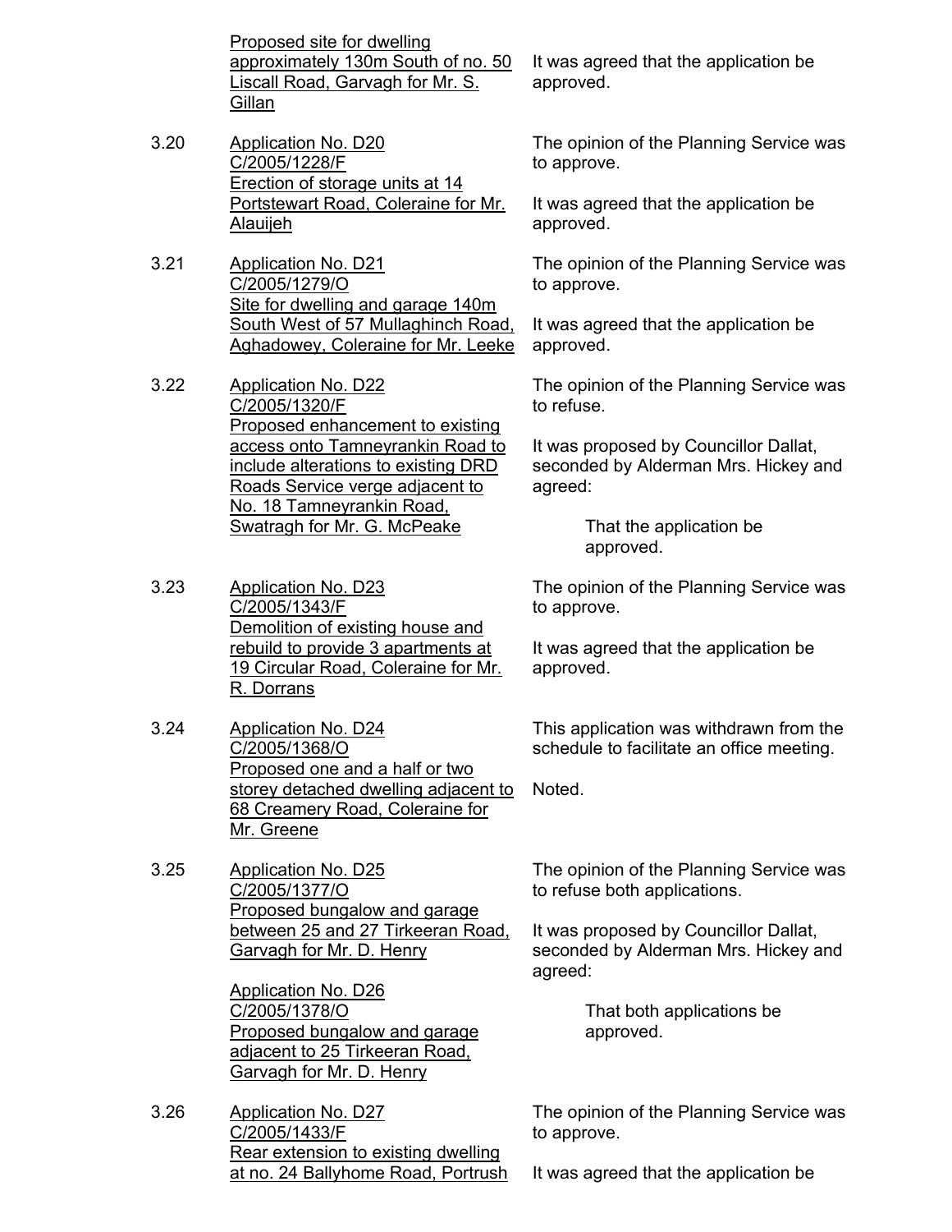Proposed site for dwelling approximately 130m South of no. 50 Liscall Road, Garvagh for Mr. S. Gillan

It was agreed that the application be approved.

3.20 Application No. D20
C/2005/1228/F
Erection of storage units at 14 Portstewart Road, Coleraine for Mr. Alauijeh

The opinion of the Planning Service was to approve.

It was agreed that the application be approved.

3.21 Application No. D21
C/2005/1279/O
Site for dwelling and garage 140m South West of 57 Mullaghinch Road, Aghadowey, Coleraine for Mr. Leeke

The opinion of the Planning Service was to approve.

It was agreed that the application be approved.

3.22 Application No. D22
C/2005/1320/F
Proposed enhancement to existing access onto Tamneyrankin Road to include alterations to existing DRD Roads Service verge adjacent to No. 18 Tamneyrankin Road, Swatragh for Mr. G. McPeake

The opinion of the Planning Service was to refuse.

It was proposed by Councillor Dallat, seconded by Alderman Mrs. Hickey and agreed:

> That the application be approved.

3.23 Application No. D23
C/2005/1343/F
Demolition of existing house and rebuild to provide 3 apartments at 19 Circular Road, Coleraine for Mr. R. Dorrans

The opinion of the Planning Service was to approve.

It was agreed that the application be approved.

3.24 Application No. D24
C/2005/1368/O
Proposed one and a half or two storey detached dwelling adjacent to 68 Creamery Road, Coleraine for Mr. Greene

This application was withdrawn from the schedule to facilitate an office meeting.

Noted.

3.25 Application No. D25
C/2005/1377/O
Proposed bungalow and garage between 25 and 27 Tirkeeran Road, Garvagh for Mr. D. Henry

Application No. D26
C/2005/1378/O
Proposed bungalow and garage adjacent to 25 Tirkeeran Road, Garvagh for Mr. D. Henry

The opinion of the Planning Service was to refuse both applications.

It was proposed by Councillor Dallat, seconded by Alderman Mrs. Hickey and agreed:

> That both applications be approved.

3.26 Application No. D27
C/2005/1433/F
Rear extension to existing dwelling at no. 24 Ballyhome Road, Portrush

The opinion of the Planning Service was to approve.

It was agreed that the application be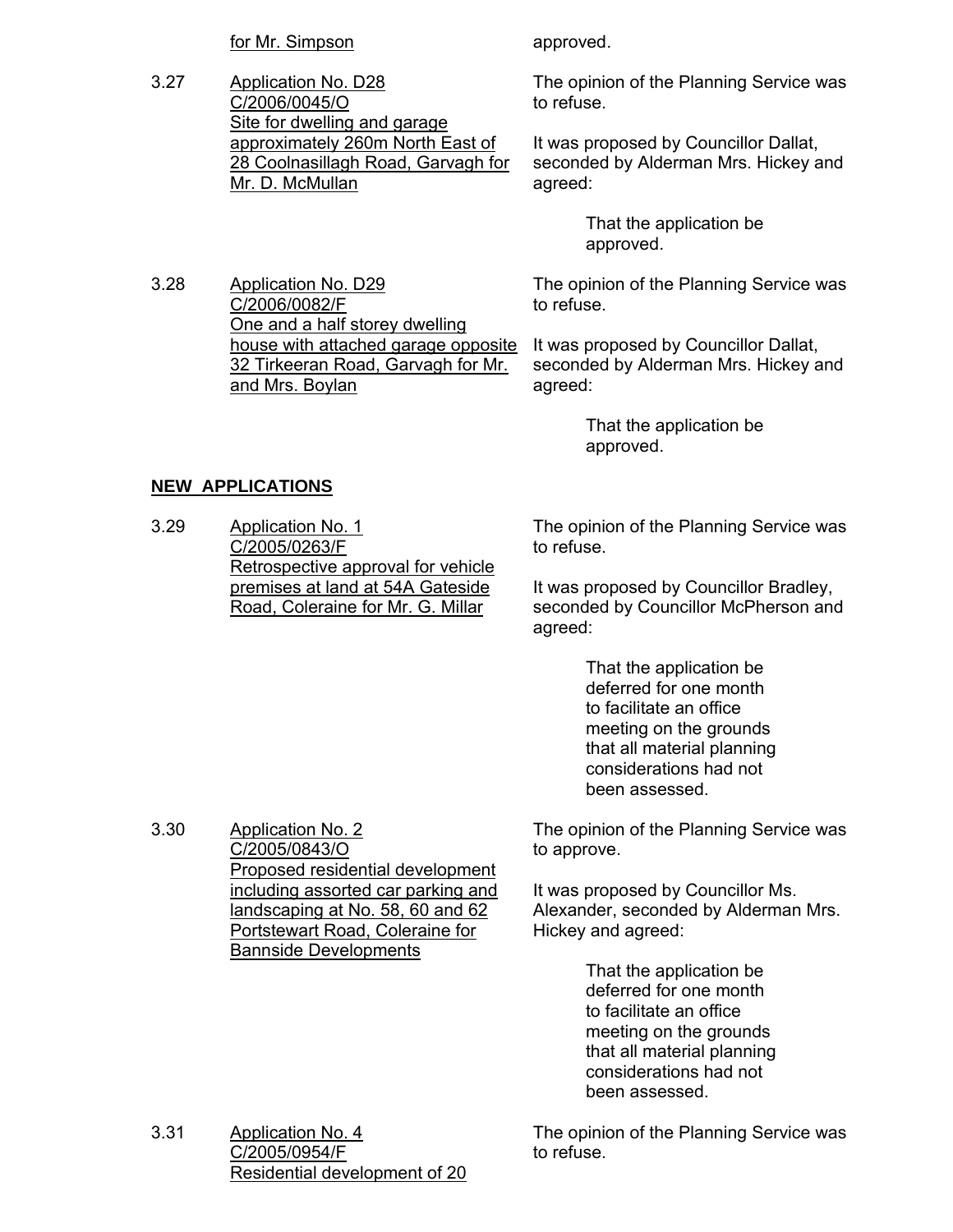for Mr. Simpson

approved.

3.27 Application No. D28
C/2006/0045/O
Site for dwelling and garage approximately 260m North East of 28 Coolnasillagh Road, Garvagh for Mr. D. McMullan

The opinion of the Planning Service was to refuse.

It was proposed by Councillor Dallat, seconded by Alderman Mrs. Hickey and agreed:

> That the application be approved.

3.28 Application No. D29
C/2006/0082/F
One and a half storey dwelling house with attached garage opposite 32 Tirkeeran Road, Garvagh for Mr. and Mrs. Boylan

The opinion of the Planning Service was to refuse.

It was proposed by Councillor Dallat, seconded by Alderman Mrs. Hickey and agreed:

> That the application be approved.

**NEW APPLICATIONS**

3.29 Application No. 1
C/2005/0263/F
Retrospective approval for vehicle premises at land at 54A Gateside Road, Coleraine for Mr. G. Millar

The opinion of the Planning Service was to refuse.

It was proposed by Councillor Bradley, seconded by Councillor McPherson and agreed:

> That the application be deferred for one month to facilitate an office meeting on the grounds that all material planning considerations had not been assessed.

3.30 Application No. 2
C/2005/0843/O
Proposed residential development including assorted car parking and landscaping at No. 58, 60 and 62 Portstewart Road, Coleraine for Bannside Developments

The opinion of the Planning Service was to approve.

It was proposed by Councillor Ms. Alexander, seconded by Alderman Mrs. Hickey and agreed:

> That the application be deferred for one month to facilitate an office meeting on the grounds that all material planning considerations had not been assessed.

3.31 Application No. 4
C/2005/0954/F
Residential development of 20

The opinion of the Planning Service was to refuse.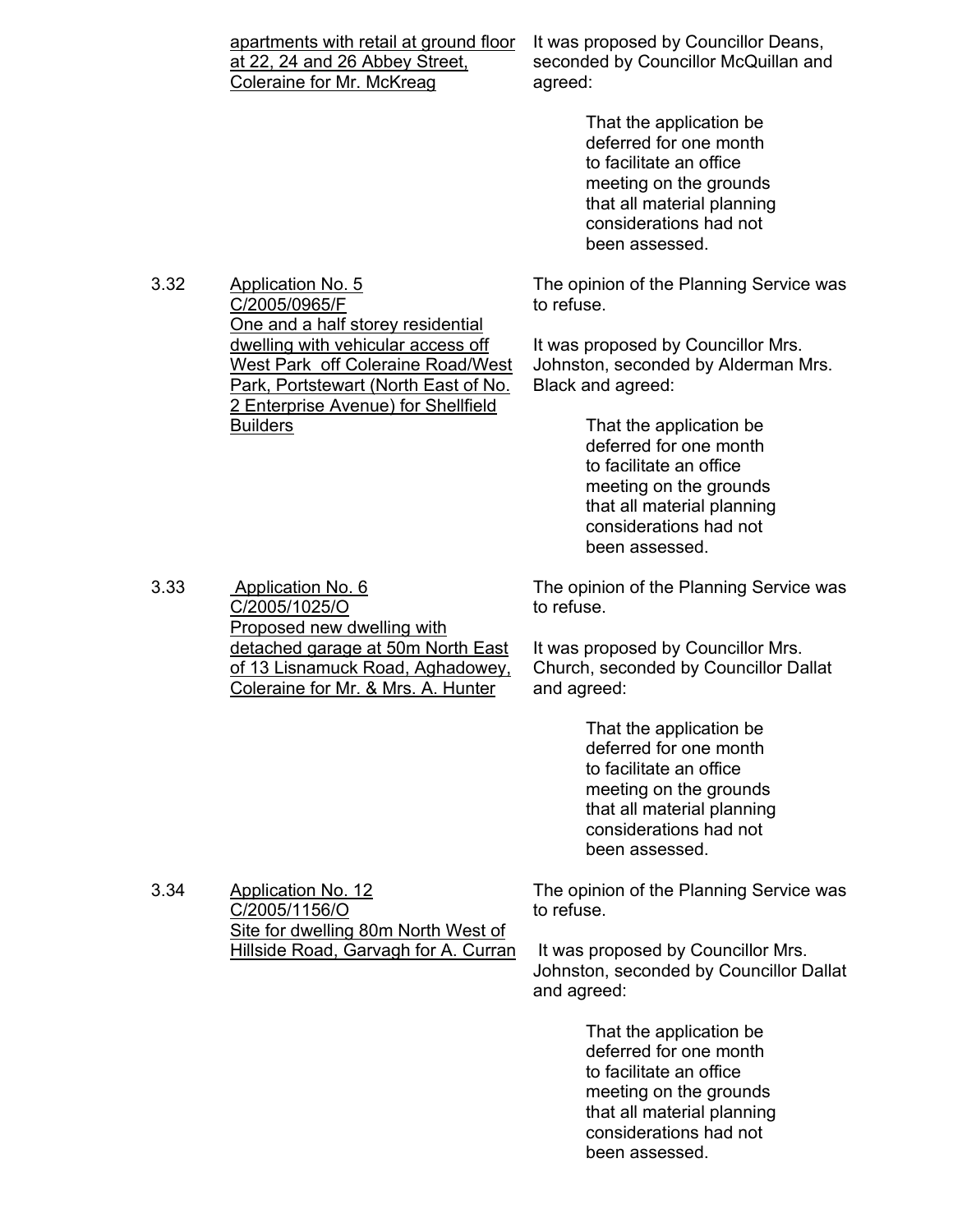apartments with retail at ground floor at 22, 24 and 26 Abbey Street, Coleraine for Mr. McKreag

It was proposed by Councillor Deans, seconded by Councillor McQuillan and agreed:

> That the application be deferred for one month to facilitate an office meeting on the grounds that all material planning considerations had not been assessed.

3.32 Application No. 5
C/2005/0965/F
One and a half storey residential dwelling with vehicular access off West Park off Coleraine Road/West Park, Portstewart (North East of No. 2 Enterprise Avenue) for Shellfield Builders

The opinion of the Planning Service was to refuse.

It was proposed by Councillor Mrs. Johnston, seconded by Alderman Mrs. Black and agreed:

> That the application be deferred for one month to facilitate an office meeting on the grounds that all material planning considerations had not been assessed.

3.33 Application No. 6
C/2005/1025/O
Proposed new dwelling with detached garage at 50m North East of 13 Lisnamuck Road, Aghadowey, Coleraine for Mr. & Mrs. A. Hunter

The opinion of the Planning Service was to refuse.

It was proposed by Councillor Mrs. Church, seconded by Councillor Dallat and agreed:

> That the application be deferred for one month to facilitate an office meeting on the grounds that all material planning considerations had not been assessed.

3.34 Application No. 12
C/2005/1156/O
Site for dwelling 80m North West of Hillside Road, Garvagh for A. Curran

The opinion of the Planning Service was to refuse.

It was proposed by Councillor Mrs. Johnston, seconded by Councillor Dallat and agreed:

> That the application be deferred for one month to facilitate an office meeting on the grounds that all material planning considerations had not been assessed.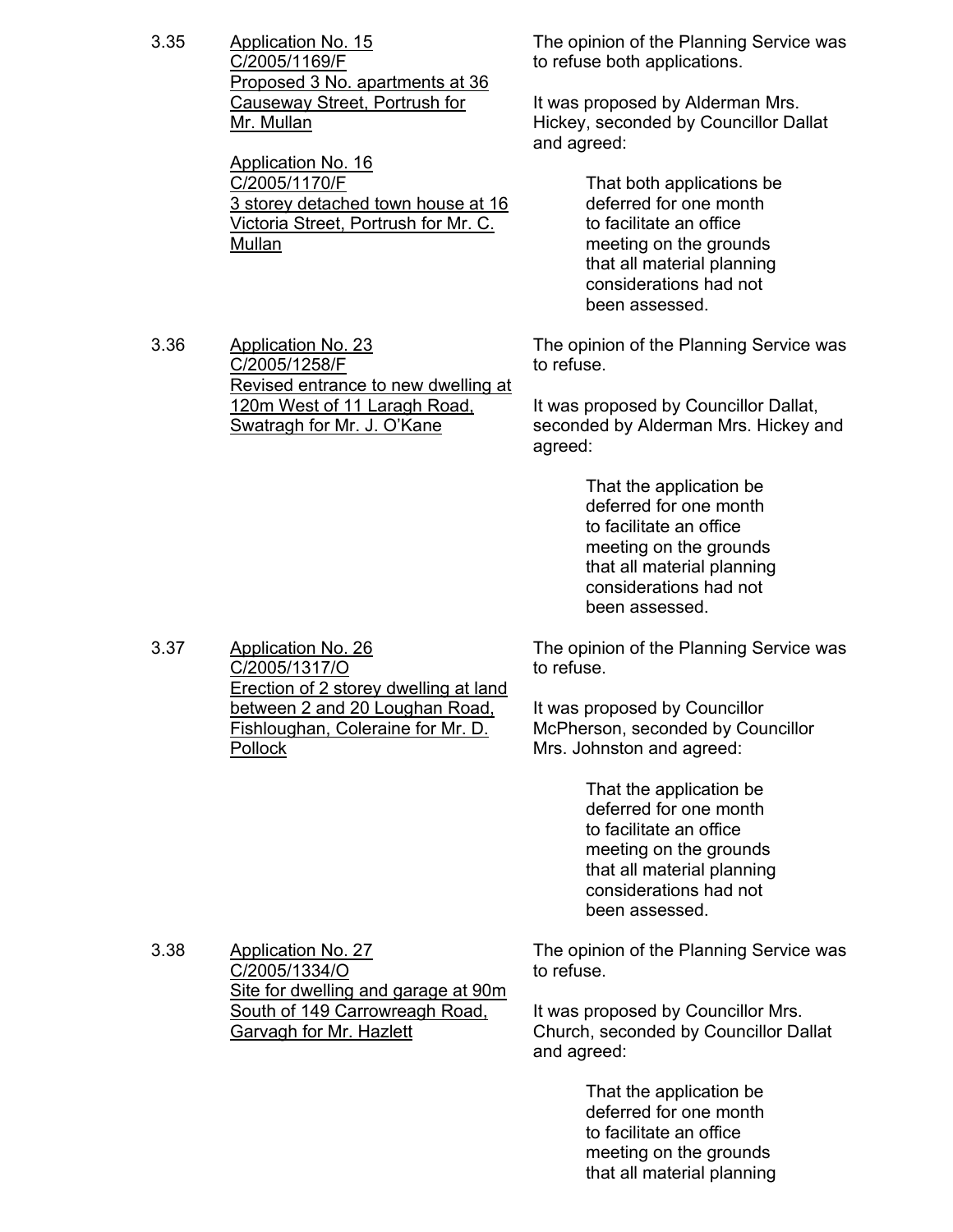3.35 Application No. 15
C/2005/1169/F
Proposed 3 No. apartments at 36 Causeway Street, Portrush for Mr. Mullan

Application No. 16
C/2005/1170/F
3 storey detached town house at 16 Victoria Street, Portrush for Mr. C. Mullan

The opinion of the Planning Service was to refuse both applications.

It was proposed by Alderman Mrs. Hickey, seconded by Councillor Dallat and agreed:

> That both applications be deferred for one month to facilitate an office meeting on the grounds that all material planning considerations had not been assessed.

3.36 Application No. 23
C/2005/1258/F
Revised entrance to new dwelling at 120m West of 11 Laragh Road, Swatragh for Mr. J. O'Kane

The opinion of the Planning Service was to refuse.

It was proposed by Councillor Dallat, seconded by Alderman Mrs. Hickey and agreed:

> That the application be deferred for one month to facilitate an office meeting on the grounds that all material planning considerations had not been assessed.

3.37 Application No. 26
C/2005/1317/O
Erection of 2 storey dwelling at land between 2 and 20 Loughan Road, Fishloughan, Coleraine for Mr. D. Pollock

The opinion of the Planning Service was to refuse.

It was proposed by Councillor McPherson, seconded by Councillor Mrs. Johnston and agreed:

> That the application be deferred for one month to facilitate an office meeting on the grounds that all material planning considerations had not been assessed.

3.38 Application No. 27
C/2005/1334/O
Site for dwelling and garage at 90m South of 149 Carrowreagh Road, Garvagh for Mr. Hazlett

The opinion of the Planning Service was to refuse.

It was proposed by Councillor Mrs. Church, seconded by Councillor Dallat and agreed:

> That the application be deferred for one month to facilitate an office meeting on the grounds that all material planning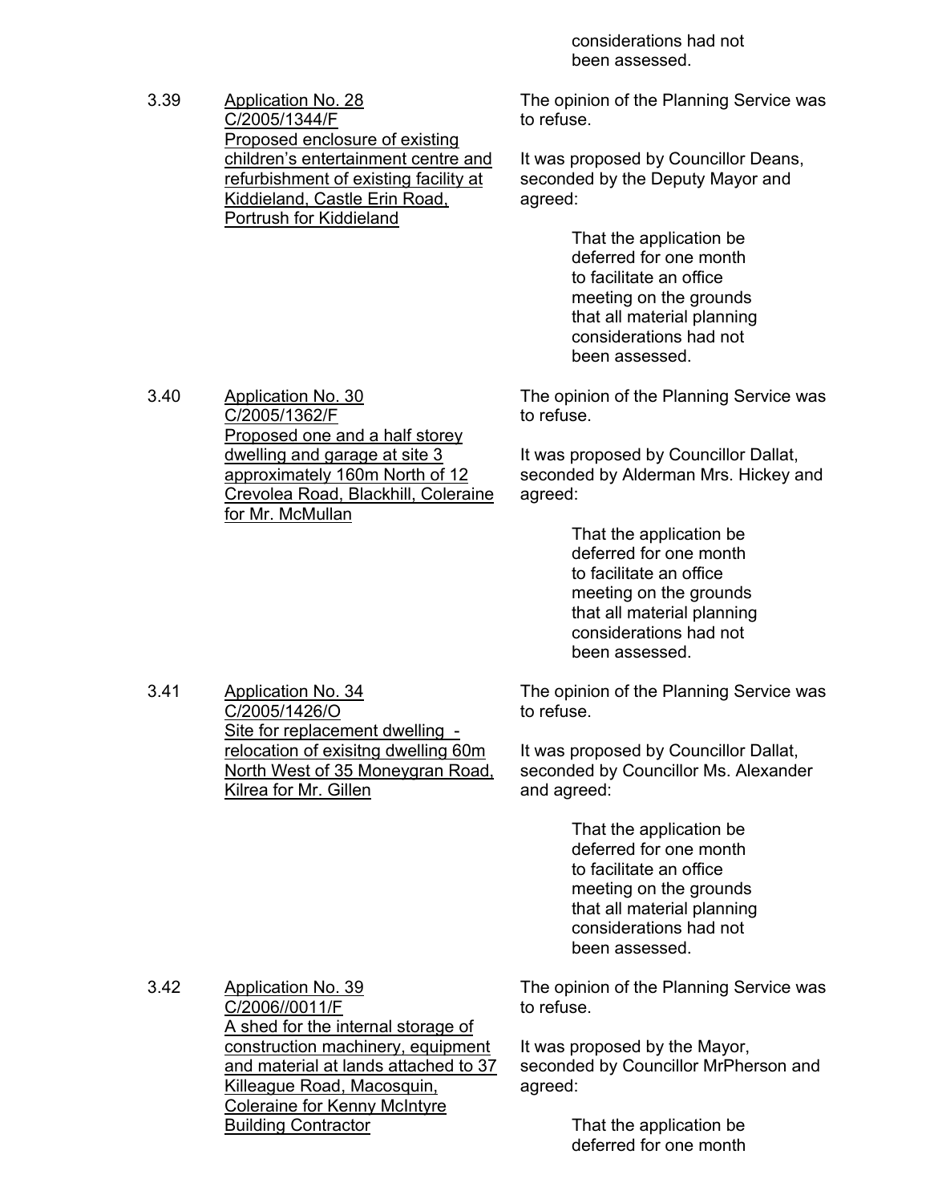considerations had not been assessed.

3.39 <u>Application No. 28 C/2005/1344/F Proposed enclosure of existing children's entertainment centre and refurbishment of existing facility at Kiddieland, Castle Erin Road, Portrush for Kiddieland</u>

The opinion of the Planning Service was to refuse.

It was proposed by Councillor Deans, seconded by the Deputy Mayor and agreed:

> That the application be deferred for one month to facilitate an office meeting on the grounds that all material planning considerations had not been assessed.

3.40 <u>Application No. 30 C/2005/1362/F Proposed one and a half storey dwelling and garage at site 3 approximately 160m North of 12 Crevolea Road, Blackhill, Coleraine for Mr. McMullan</u>

The opinion of the Planning Service was to refuse.

It was proposed by Councillor Dallat, seconded by Alderman Mrs. Hickey and agreed:

> That the application be deferred for one month to facilitate an office meeting on the grounds that all material planning considerations had not been assessed.

3.41 <u>Application No. 34 C/2005/1426/O Site for replacement dwelling - relocation of exisitng dwelling 60m North West of 35 Moneygran Road, Kilrea for Mr. Gillen</u>

The opinion of the Planning Service was to refuse.

It was proposed by Councillor Dallat, seconded by Councillor Ms. Alexander and agreed:

> That the application be deferred for one month to facilitate an office meeting on the grounds that all material planning considerations had not been assessed.

3.42 <u>Application No. 39 C/2006//0011/F A shed for the internal storage of construction machinery, equipment and material at lands attached to 37 Killeague Road, Macosquin, Coleraine for Kenny McIntyre Building Contractor</u>

The opinion of the Planning Service was to refuse.

It was proposed by the Mayor, seconded by Councillor MrPherson and agreed:

> That the application be deferred for one month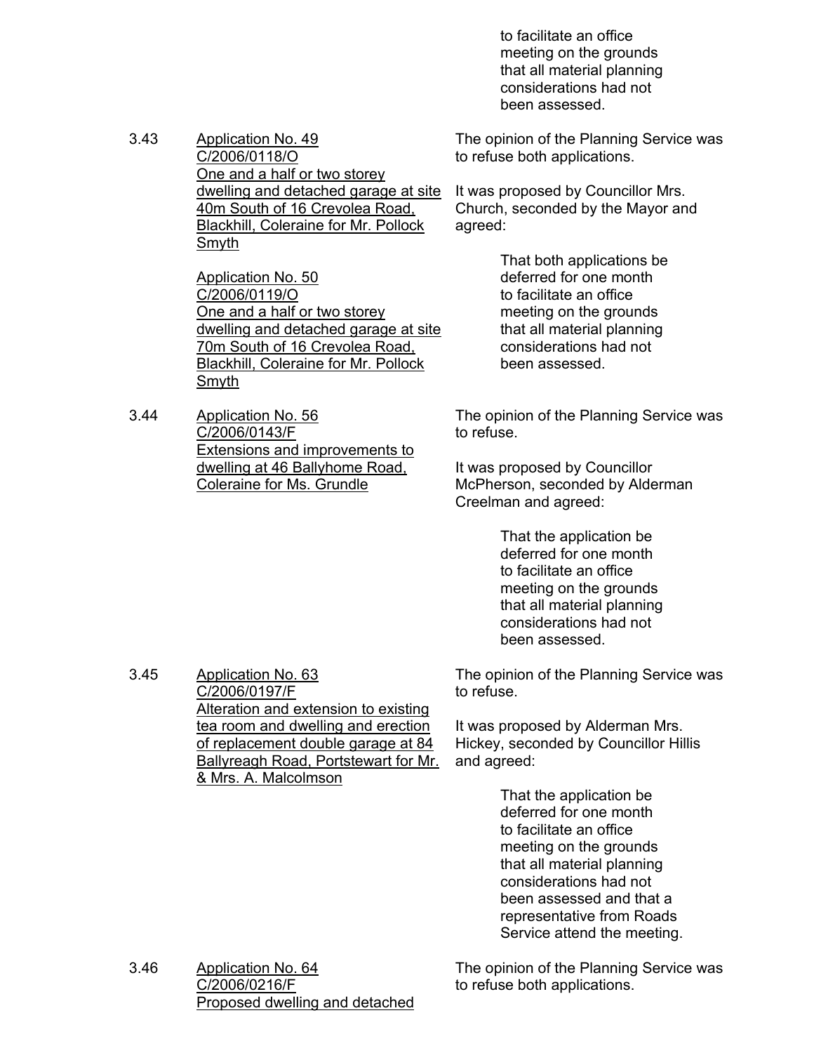to facilitate an office meeting on the grounds that all material planning considerations had not been assessed.

3.43 <u>Application No. 49</u>
<u>C/2006/0118/O</u>
<u>One and a half or two storey dwelling and detached garage at site 40m South of 16 Crevolea Road, Blackhill, Coleraine for Mr. Pollock Smyth</u>

<u>Application No. 50</u>
<u>C/2006/0119/O</u>
<u>One and a half or two storey dwelling and detached garage at site 70m South of 16 Crevolea Road, Blackhill, Coleraine for Mr. Pollock Smyth</u>

The opinion of the Planning Service was to refuse both applications.

It was proposed by Councillor Mrs. Church, seconded by the Mayor and agreed:

> That both applications be deferred for one month to facilitate an office meeting on the grounds that all material planning considerations had not been assessed.

3.44 <u>Application No. 56</u>
<u>C/2006/0143/F</u>
<u>Extensions and improvements to dwelling at 46 Ballyhome Road, Coleraine for Ms. Grundle</u>

The opinion of the Planning Service was to refuse.

It was proposed by Councillor McPherson, seconded by Alderman Creelman and agreed:

> That the application be deferred for one month to facilitate an office meeting on the grounds that all material planning considerations had not been assessed.

3.45 <u>Application No. 63</u>
<u>C/2006/0197/F</u>
<u>Alteration and extension to existing tea room and dwelling and erection of replacement double garage at 84 Ballyreagh Road, Portstewart for Mr. & Mrs. A. Malcolmson</u>

The opinion of the Planning Service was to refuse.

It was proposed by Alderman Mrs. Hickey, seconded by Councillor Hillis and agreed:

> That the application be deferred for one month to facilitate an office meeting on the grounds that all material planning considerations had not been assessed and that a representative from Roads Service attend the meeting.

3.46 <u>Application No. 64</u>
<u>C/2006/0216/F</u>
<u>Proposed dwelling and detached</u>

The opinion of the Planning Service was to refuse both applications.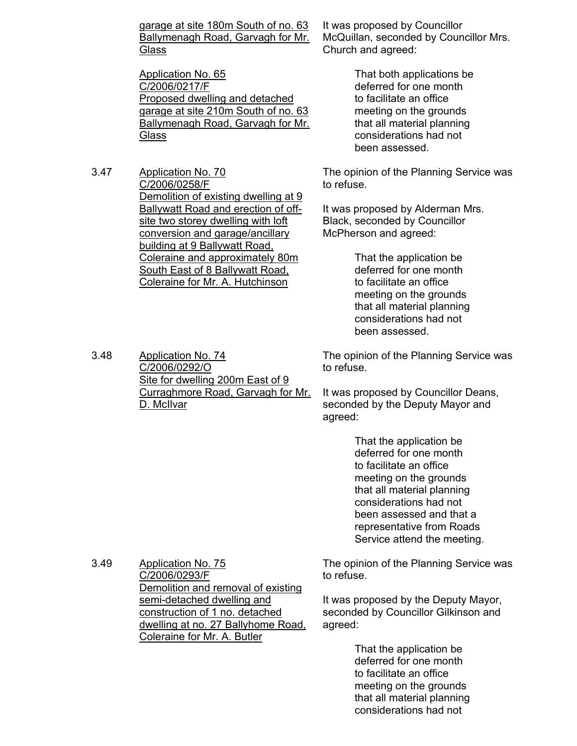garage at site 180m South of no. 63 Ballymenagh Road, Garvagh for Mr. Glass

Application No. 65
C/2006/0217/F
Proposed dwelling and detached garage at site 210m South of no. 63 Ballymenagh Road, Garvagh for Mr. Glass

It was proposed by Councillor McQuillan, seconded by Councillor Mrs. Church and agreed:

> That both applications be deferred for one month to facilitate an office meeting on the grounds that all material planning considerations had not been assessed.

3.47 Application No. 70
C/2006/0258/F
Demolition of existing dwelling at 9 Ballywatt Road and erection of off-site two storey dwelling with loft conversion and garage/ancillary building at 9 Ballywatt Road, Coleraine and approximately 80m South East of 8 Ballywatt Road, Coleraine for Mr. A. Hutchinson

The opinion of the Planning Service was to refuse.

It was proposed by Alderman Mrs. Black, seconded by Councillor McPherson and agreed:

> That the application be deferred for one month to facilitate an office meeting on the grounds that all material planning considerations had not been assessed.

3.48 Application No. 74
C/2006/0292/O
Site for dwelling 200m East of 9 Curraghmore Road, Garvagh for Mr. D. McIlvar

The opinion of the Planning Service was to refuse.

It was proposed by Councillor Deans, seconded by the Deputy Mayor and agreed:

> That the application be deferred for one month to facilitate an office meeting on the grounds that all material planning considerations had not been assessed and that a representative from Roads Service attend the meeting.

3.49 Application No. 75
C/2006/0293/F
Demolition and removal of existing semi-detached dwelling and construction of 1 no. detached dwelling at no. 27 Ballyhome Road, Coleraine for Mr. A. Butler

The opinion of the Planning Service was to refuse.

It was proposed by the Deputy Mayor, seconded by Councillor Gilkinson and agreed:

> That the application be deferred for one month to facilitate an office meeting on the grounds that all material planning considerations had not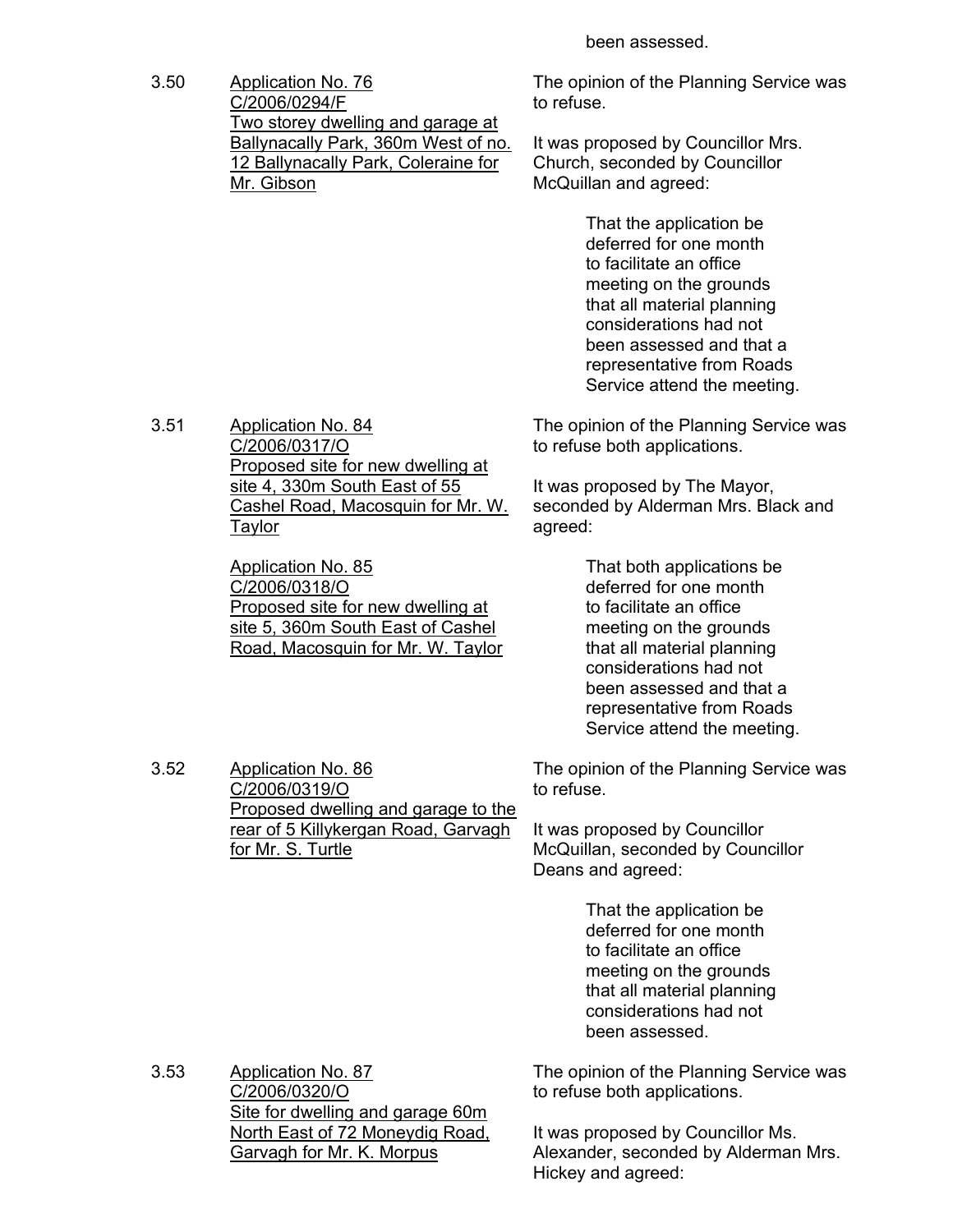been assessed.

3.50 Application No. 76
C/2006/0294/F
Two storey dwelling and garage at Ballynacally Park, 360m West of no. 12 Ballynacally Park, Coleraine for Mr. Gibson

The opinion of the Planning Service was to refuse.

It was proposed by Councillor Mrs. Church, seconded by Councillor McQuillan and agreed:

> That the application be deferred for one month to facilitate an office meeting on the grounds that all material planning considerations had not been assessed and that a representative from Roads Service attend the meeting.

3.51 Application No. 84
C/2006/0317/O
Proposed site for new dwelling at site 4, 330m South East of 55 Cashel Road, Macosquin for Mr. W. Taylor

Application No. 85
C/2006/0318/O
Proposed site for new dwelling at site 5, 360m South East of Cashel Road, Macosquin for Mr. W. Taylor

The opinion of the Planning Service was to refuse both applications.

It was proposed by The Mayor, seconded by Alderman Mrs. Black and agreed:

> That both applications be deferred for one month to facilitate an office meeting on the grounds that all material planning considerations had not been assessed and that a representative from Roads Service attend the meeting.

3.52 Application No. 86
C/2006/0319/O
Proposed dwelling and garage to the rear of 5 Killykergan Road, Garvagh for Mr. S. Turtle

The opinion of the Planning Service was to refuse.

It was proposed by Councillor McQuillan, seconded by Councillor Deans and agreed:

> That the application be deferred for one month to facilitate an office meeting on the grounds that all material planning considerations had not been assessed.

3.53 Application No. 87
C/2006/0320/O
Site for dwelling and garage 60m North East of 72 Moneydig Road, Garvagh for Mr. K. Morpus

The opinion of the Planning Service was to refuse both applications.

It was proposed by Councillor Ms. Alexander, seconded by Alderman Mrs. Hickey and agreed: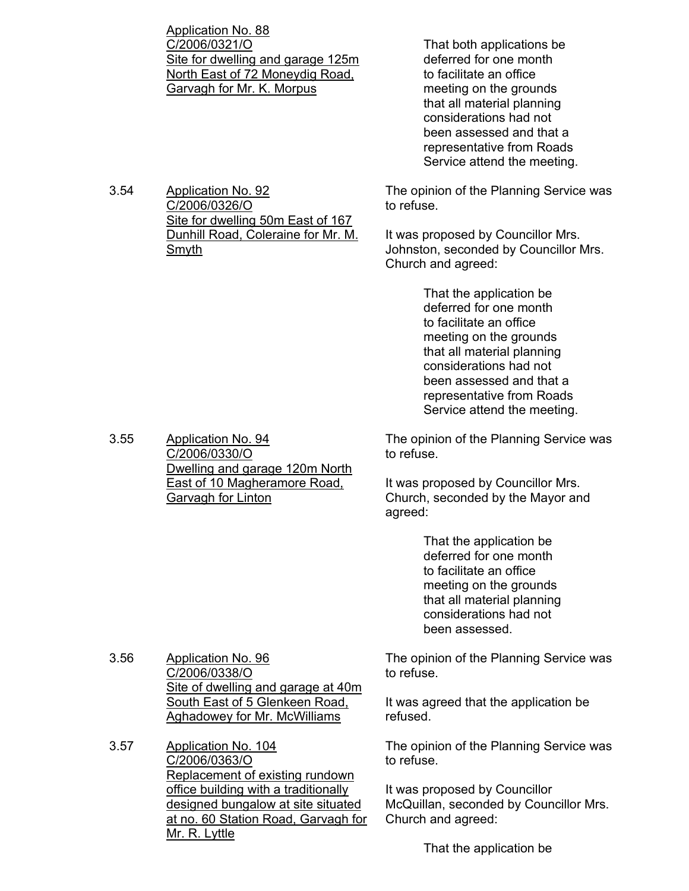Application No. 88
C/2006/0321/O
Site for dwelling and garage 125m North East of 72 Moneydig Road, Garvagh for Mr. K. Morpus

> That both applications be deferred for one month to facilitate an office meeting on the grounds that all material planning considerations had not been assessed and that a representative from Roads Service attend the meeting.

3.54 Application No. 92
C/2006/0326/O
Site for dwelling 50m East of 167 Dunhill Road, Coleraine for Mr. M. Smyth

The opinion of the Planning Service was to refuse.

It was proposed by Councillor Mrs. Johnston, seconded by Councillor Mrs. Church and agreed:

> That the application be deferred for one month to facilitate an office meeting on the grounds that all material planning considerations had not been assessed and that a representative from Roads Service attend the meeting.

3.55 Application No. 94
C/2006/0330/O
Dwelling and garage 120m North East of 10 Magheramore Road, Garvagh for Linton

The opinion of the Planning Service was to refuse.

It was proposed by Councillor Mrs. Church, seconded by the Mayor and agreed:

> That the application be deferred for one month to facilitate an office meeting on the grounds that all material planning considerations had not been assessed.

3.56 Application No. 96
C/2006/0338/O
Site of dwelling and garage at 40m South East of 5 Glenkeen Road, Aghadowey for Mr. McWilliams

The opinion of the Planning Service was to refuse.

It was agreed that the application be refused.

3.57 Application No. 104
C/2006/0363/O
Replacement of existing rundown office building with a traditionally designed bungalow at site situated at no. 60 Station Road, Garvagh for Mr. R. Lyttle

The opinion of the Planning Service was to refuse.

It was proposed by Councillor McQuillan, seconded by Councillor Mrs. Church and agreed:

> That the application be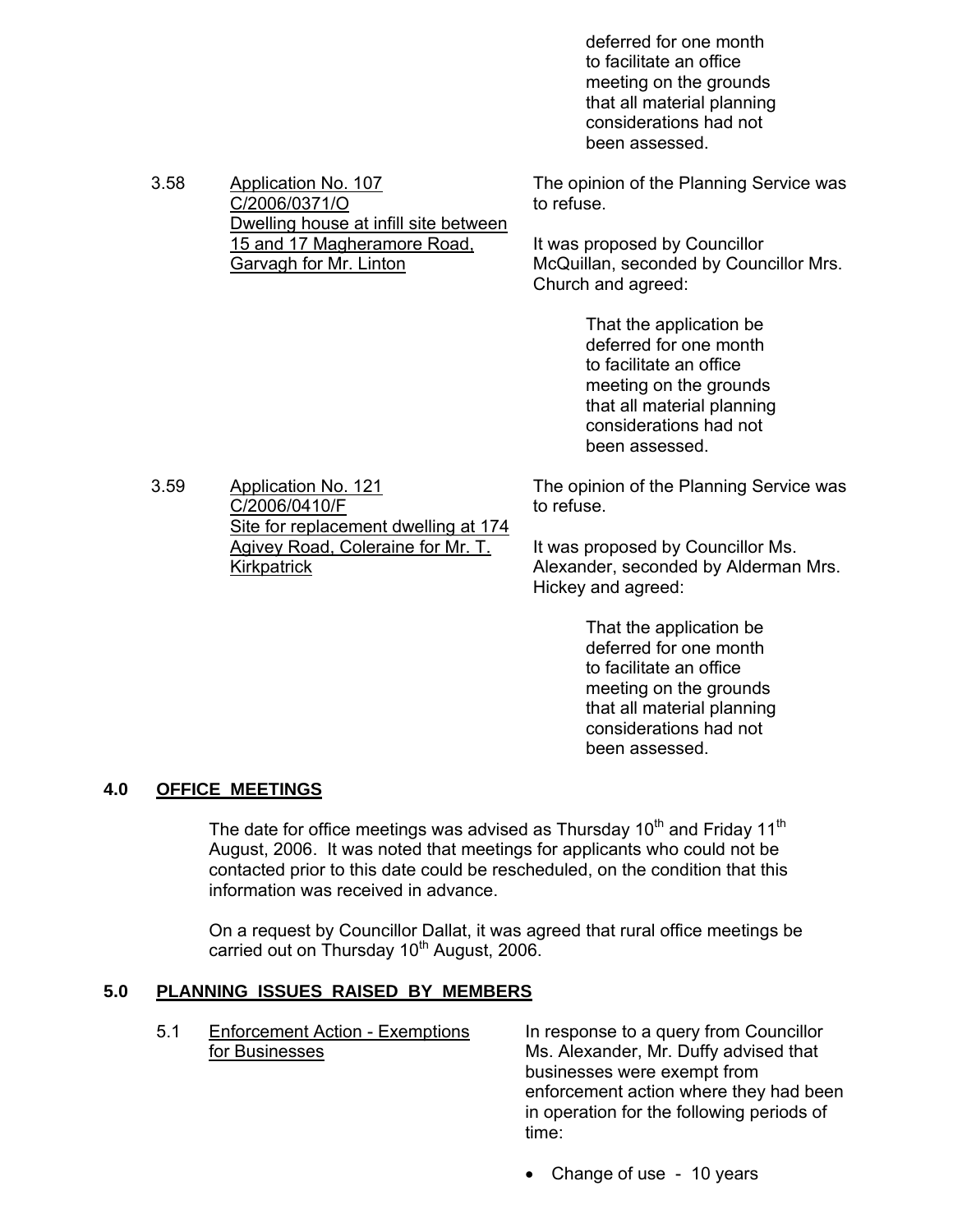deferred for one month to facilitate an office meeting on the grounds that all material planning considerations had not been assessed.

3.58 Application No. 107
C/2006/0371/O
Dwelling house at infill site between 15 and 17 Magheramore Road, Garvagh for Mr. Linton

The opinion of the Planning Service was to refuse.

It was proposed by Councillor McQuillan, seconded by Councillor Mrs. Church and agreed:

> That the application be deferred for one month to facilitate an office meeting on the grounds that all material planning considerations had not been assessed.

3.59 Application No. 121
C/2006/0410/F
Site for replacement dwelling at 174 Agivey Road, Coleraine for Mr. T. Kirkpatrick

The opinion of the Planning Service was to refuse.

It was proposed by Councillor Ms. Alexander, seconded by Alderman Mrs. Hickey and agreed:

> That the application be deferred for one month to facilitate an office meeting on the grounds that all material planning considerations had not been assessed.

## 4.0 OFFICE MEETINGS

The date for office meetings was advised as Thursday 10th and Friday 11th August, 2006. It was noted that meetings for applicants who could not be contacted prior to this date could be rescheduled, on the condition that this information was received in advance.

On a request by Councillor Dallat, it was agreed that rural office meetings be carried out on Thursday 10th August, 2006.

## 5.0 PLANNING ISSUES RAISED BY MEMBERS

5.1 Enforcement Action - Exemptions for Businesses

In response to a query from Councillor Ms. Alexander, Mr. Duffy advised that businesses were exempt from enforcement action where they had been in operation for the following periods of time:

- Change of use - 10 years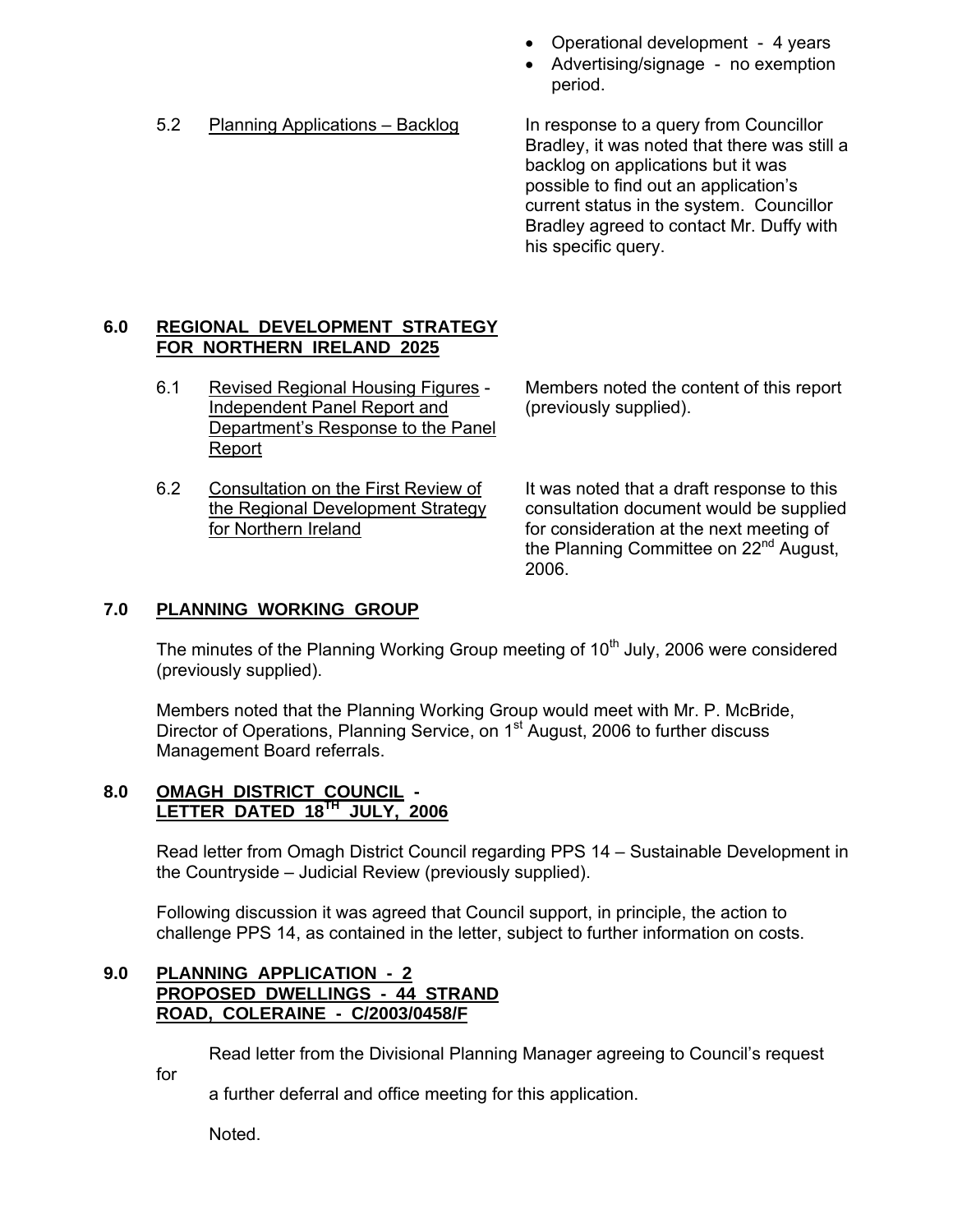- Operational development - 4 years
- Advertising/signage - no exemption period.

5.2 Planning Applications – Backlog

In response to a query from Councillor Bradley, it was noted that there was still a backlog on applications but it was possible to find out an application's current status in the system. Councillor Bradley agreed to contact Mr. Duffy with his specific query.

## 6.0 REGIONAL DEVELOPMENT STRATEGY FOR NORTHERN IRELAND 2025

6.1 Revised Regional Housing Figures - Independent Panel Report and Department's Response to the Panel Report

Members noted the content of this report (previously supplied).

6.2 Consultation on the First Review of the Regional Development Strategy for Northern Ireland

It was noted that a draft response to this consultation document would be supplied for consideration at the next meeting of the Planning Committee on 22nd August, 2006.

## 7.0 PLANNING WORKING GROUP

The minutes of the Planning Working Group meeting of 10th July, 2006 were considered (previously supplied).

Members noted that the Planning Working Group would meet with Mr. P. McBride, Director of Operations, Planning Service, on 1st August, 2006 to further discuss Management Board referrals.

## 8.0 OMAGH DISTRICT COUNCIL - LETTER DATED 18TH JULY, 2006

Read letter from Omagh District Council regarding PPS 14 – Sustainable Development in the Countryside – Judicial Review (previously supplied).

Following discussion it was agreed that Council support, in principle, the action to challenge PPS 14, as contained in the letter, subject to further information on costs.

## 9.0 PLANNING APPLICATION - 2 PROPOSED DWELLINGS - 44 STRAND ROAD, COLERAINE - C/2003/0458/F

Read letter from the Divisional Planning Manager agreeing to Council's request for a further deferral and office meeting for this application.

Noted.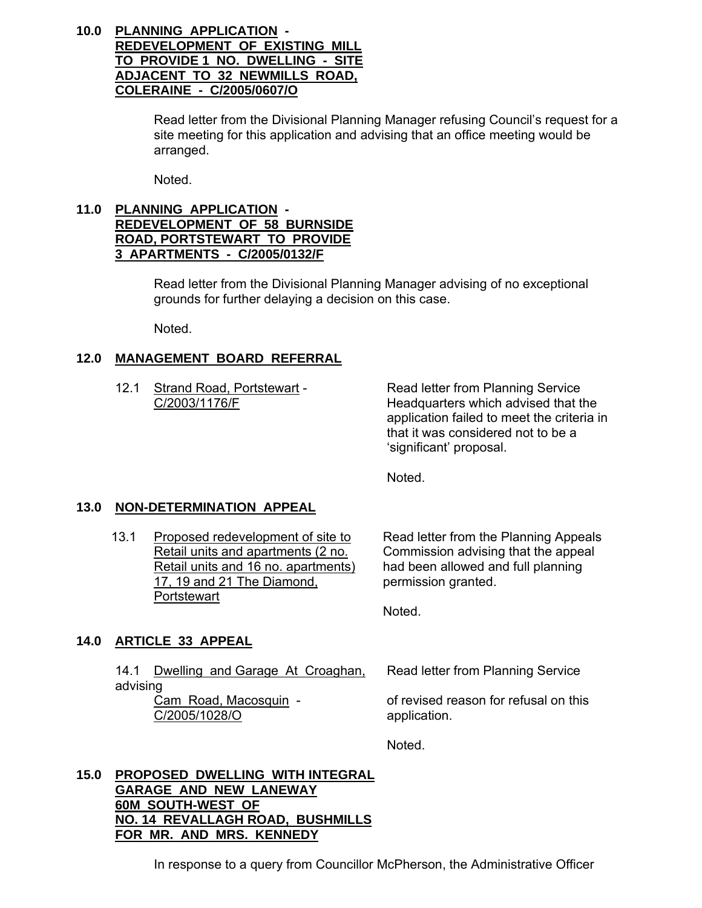**10.0 PLANNING APPLICATION - REDEVELOPMENT OF EXISTING MILL TO PROVIDE 1 NO. DWELLING - SITE ADJACENT TO 32 NEWMILLS ROAD, COLERAINE - C/2005/0607/O**

Read letter from the Divisional Planning Manager refusing Council's request for a site meeting for this application and advising that an office meeting would be arranged.

Noted.

**11.0 PLANNING APPLICATION - REDEVELOPMENT OF 58 BURNSIDE ROAD, PORTSTEWART TO PROVIDE 3 APARTMENTS - C/2005/0132/F**

Read letter from the Divisional Planning Manager advising of no exceptional grounds for further delaying a decision on this case.

Noted.

**12.0 MANAGEMENT BOARD REFERRAL**

12.1 Strand Road, Portstewart - C/2003/1176/F

Read letter from Planning Service Headquarters which advised that the application failed to meet the criteria in that it was considered not to be a 'significant' proposal.

Noted.

**13.0 NON-DETERMINATION APPEAL**

13.1 Proposed redevelopment of site to Retail units and apartments (2 no. Retail units and 16 no. apartments) 17, 19 and 21 The Diamond, Portstewart

Read letter from the Planning Appeals Commission advising that the appeal had been allowed and full planning permission granted.

Noted.

**14.0 ARTICLE 33 APPEAL**

14.1 Dwelling and Garage At Croaghan, Cam Road, Macosquin - C/2005/1028/O

Read letter from Planning Service advising of revised reason for refusal on this application.

Noted.

**15.0 PROPOSED DWELLING WITH INTEGRAL GARAGE AND NEW LANEWAY 60M SOUTH-WEST OF NO. 14 REVALLAGH ROAD, BUSHMILLS FOR MR. AND MRS. KENNEDY**

In response to a query from Councillor McPherson, the Administrative Officer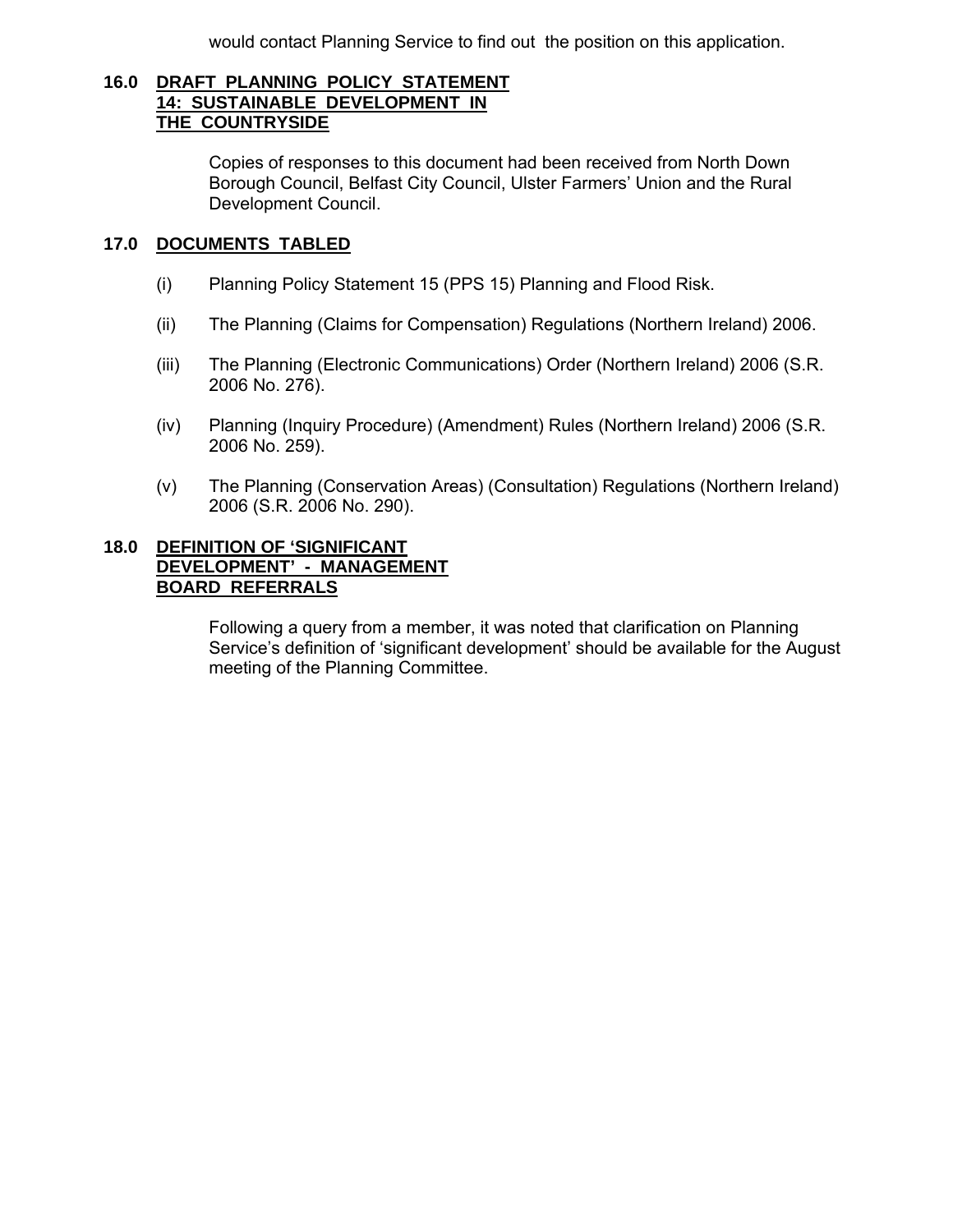would contact Planning Service to find out the position on this application.

## 16.0 DRAFT PLANNING POLICY STATEMENT 14: SUSTAINABLE DEVELOPMENT IN THE COUNTRYSIDE

Copies of responses to this document had been received from North Down Borough Council, Belfast City Council, Ulster Farmers' Union and the Rural Development Council.

## 17.0 DOCUMENTS TABLED

(i) Planning Policy Statement 15 (PPS 15) Planning and Flood Risk.

(ii) The Planning (Claims for Compensation) Regulations (Northern Ireland) 2006.

(iii) The Planning (Electronic Communications) Order (Northern Ireland) 2006 (S.R. 2006 No. 276).

(iv) Planning (Inquiry Procedure) (Amendment) Rules (Northern Ireland) 2006 (S.R. 2006 No. 259).

(v) The Planning (Conservation Areas) (Consultation) Regulations (Northern Ireland) 2006 (S.R. 2006 No. 290).

## 18.0 DEFINITION OF 'SIGNIFICANT DEVELOPMENT' - MANAGEMENT BOARD REFERRALS

Following a query from a member, it was noted that clarification on Planning Service's definition of 'significant development' should be available for the August meeting of the Planning Committee.